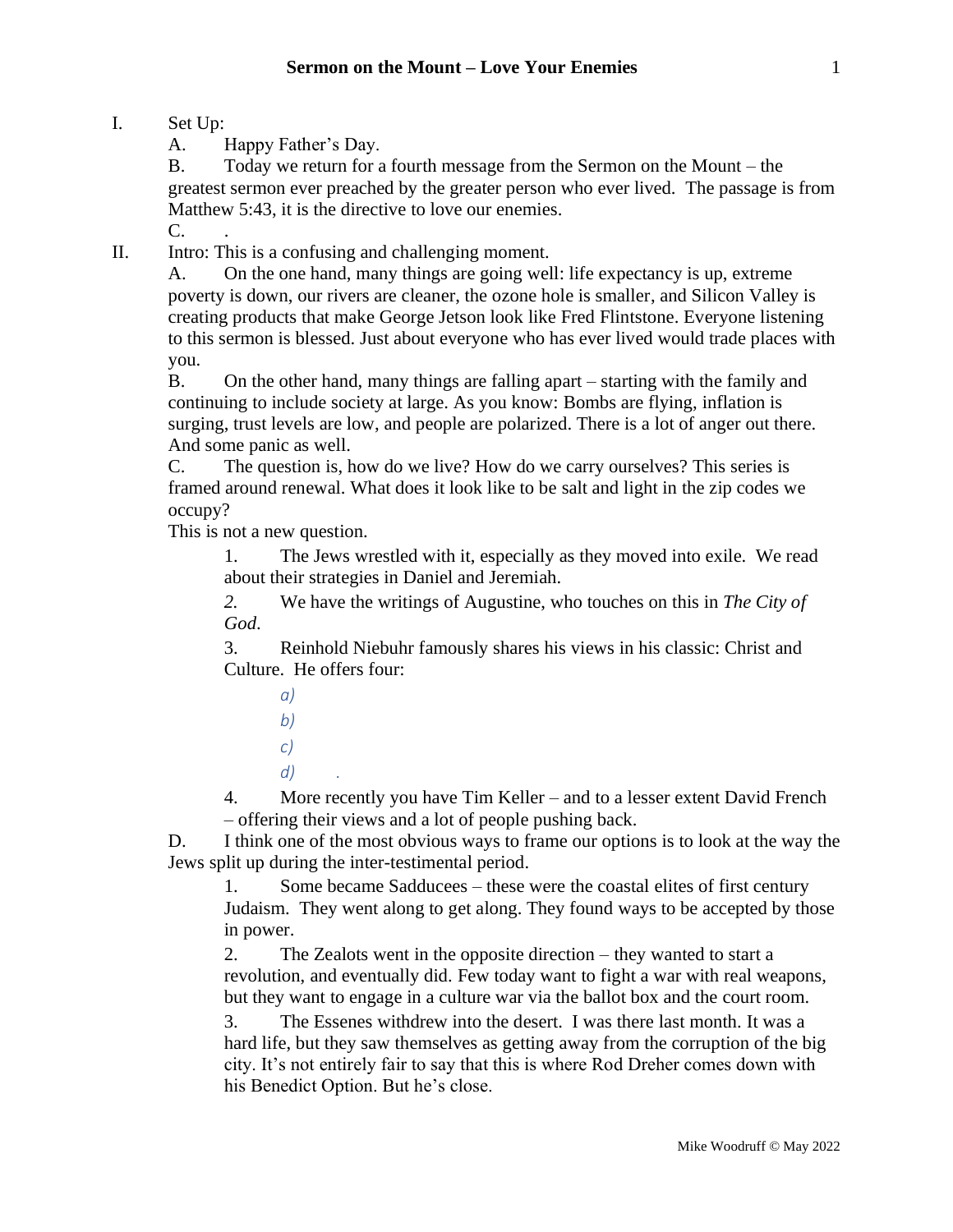# Sermon on the Mount – Love Your Enemies

I. Set Up:

   A. Happy Father's Day.

   B. Today we return for a fourth message from the Sermon on the Mount – the greatest sermon ever preached by the greater person who ever lived. The passage is from Matthew 5:43, it is the directive to love our enemies.

   C. .

II. Intro: This is a confusing and challenging moment.

   A. On the one hand, many things are going well: life expectancy is up, extreme poverty is down, our rivers are cleaner, the ozone hole is smaller, and Silicon Valley is creating products that make George Jetson look like Fred Flintstone. Everyone listening to this sermon is blessed. Just about everyone who has ever lived would trade places with you.

   B. On the other hand, many things are falling apart – starting with the family and continuing to include society at large. As you know: Bombs are flying, inflation is surging, trust levels are low, and people are polarized. There is a lot of anger out there. And some panic as well.

   C. The question is, how do we live? How do we carry ourselves? This series is framed around renewal. What does it look like to be salt and light in the zip codes we occupy?

   This is not a new question.

      1. The Jews wrestled with it, especially as they moved into exile. We read about their strategies in Daniel and Jeremiah.

      2. We have the writings of Augustine, who touches on this in *The City of God*.

      3. Reinhold Niebuhr famously shares his views in his classic: Christ and Culture. He offers four:

         a)

         b)

         c)

         d) .

      4. More recently you have Tim Keller – and to a lesser extent David French – offering their views and a lot of people pushing back.

   D. I think one of the most obvious ways to frame our options is to look at the way the Jews split up during the inter-testimental period.

      1. Some became Sadducees – these were the coastal elites of first century Judaism. They went along to get along. They found ways to be accepted by those in power.

      2. The Zealots went in the opposite direction – they wanted to start a revolution, and eventually did. Few today want to fight a war with real weapons, but they want to engage in a culture war via the ballot box and the court room.

      3. The Essenes withdrew into the desert. I was there last month. It was a hard life, but they saw themselves as getting away from the corruption of the big city. It's not entirely fair to say that this is where Rod Dreher comes down with his Benedict Option. But he's close.

Mike Woodruff © May 2022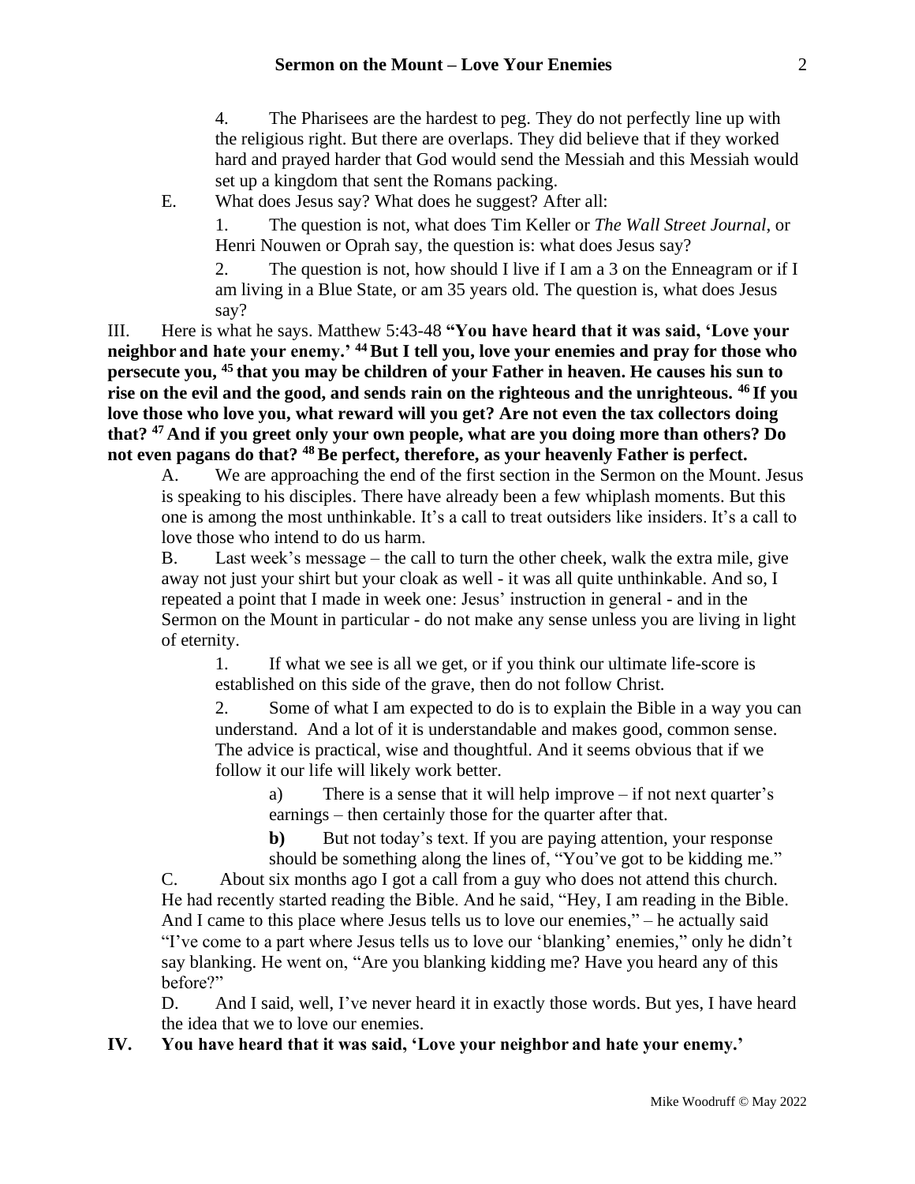4. The Pharisees are the hardest to peg. They do not perfectly line up with the religious right. But there are overlaps. They did believe that if they worked hard and prayed harder that God would send the Messiah and this Messiah would set up a kingdom that sent the Romans packing.

E. What does Jesus say? What does he suggest? After all:

1. The question is not, what does Tim Keller or *The Wall Street Journal*, or Henri Nouwen or Oprah say, the question is: what does Jesus say?

2. The question is not, how should I live if I am a 3 on the Enneagram or if I am living in a Blue State, or am 35 years old. The question is, what does Jesus say?

III. Here is what he says. Matthew 5:43-48 **"You have heard that it was said, 'Love your neighbor and hate your enemy.' [44] But I tell you, love your enemies and pray for those who persecute you, [45] that you may be children of your Father in heaven. He causes his sun to rise on the evil and the good, and sends rain on the righteous and the unrighteous. [46] If you love those who love you, what reward will you get? Are not even the tax collectors doing that? [47] And if you greet only your own people, what are you doing more than others? Do not even pagans do that? [48] Be perfect, therefore, as your heavenly Father is perfect.**

A. We are approaching the end of the first section in the Sermon on the Mount. Jesus is speaking to his disciples. There have already been a few whiplash moments. But this one is among the most unthinkable. It's a call to treat outsiders like insiders. It's a call to love those who intend to do us harm.

B. Last week's message – the call to turn the other cheek, walk the extra mile, give away not just your shirt but your cloak as well - it was all quite unthinkable. And so, I repeated a point that I made in week one: Jesus' instruction in general - and in the Sermon on the Mount in particular - do not make any sense unless you are living in light of eternity.

1. If what we see is all we get, or if you think our ultimate life-score is established on this side of the grave, then do not follow Christ.

2. Some of what I am expected to do is to explain the Bible in a way you can understand. And a lot of it is understandable and makes good, common sense. The advice is practical, wise and thoughtful. And it seems obvious that if we follow it our life will likely work better.

a) There is a sense that it will help improve – if not next quarter's earnings – then certainly those for the quarter after that.

**b)** But not today's text. If you are paying attention, your response should be something along the lines of, "You've got to be kidding me."

C. About six months ago I got a call from a guy who does not attend this church. He had recently started reading the Bible. And he said, "Hey, I am reading in the Bible. And I came to this place where Jesus tells us to love our enemies," – he actually said "I've come to a part where Jesus tells us to love our 'blanking' enemies," only he didn't say blanking. He went on, "Are you blanking kidding me? Have you heard any of this before?"

D. And I said, well, I've never heard it in exactly those words. But yes, I have heard the idea that we to love our enemies.

**IV. You have heard that it was said, 'Love your neighbor and hate your enemy.'**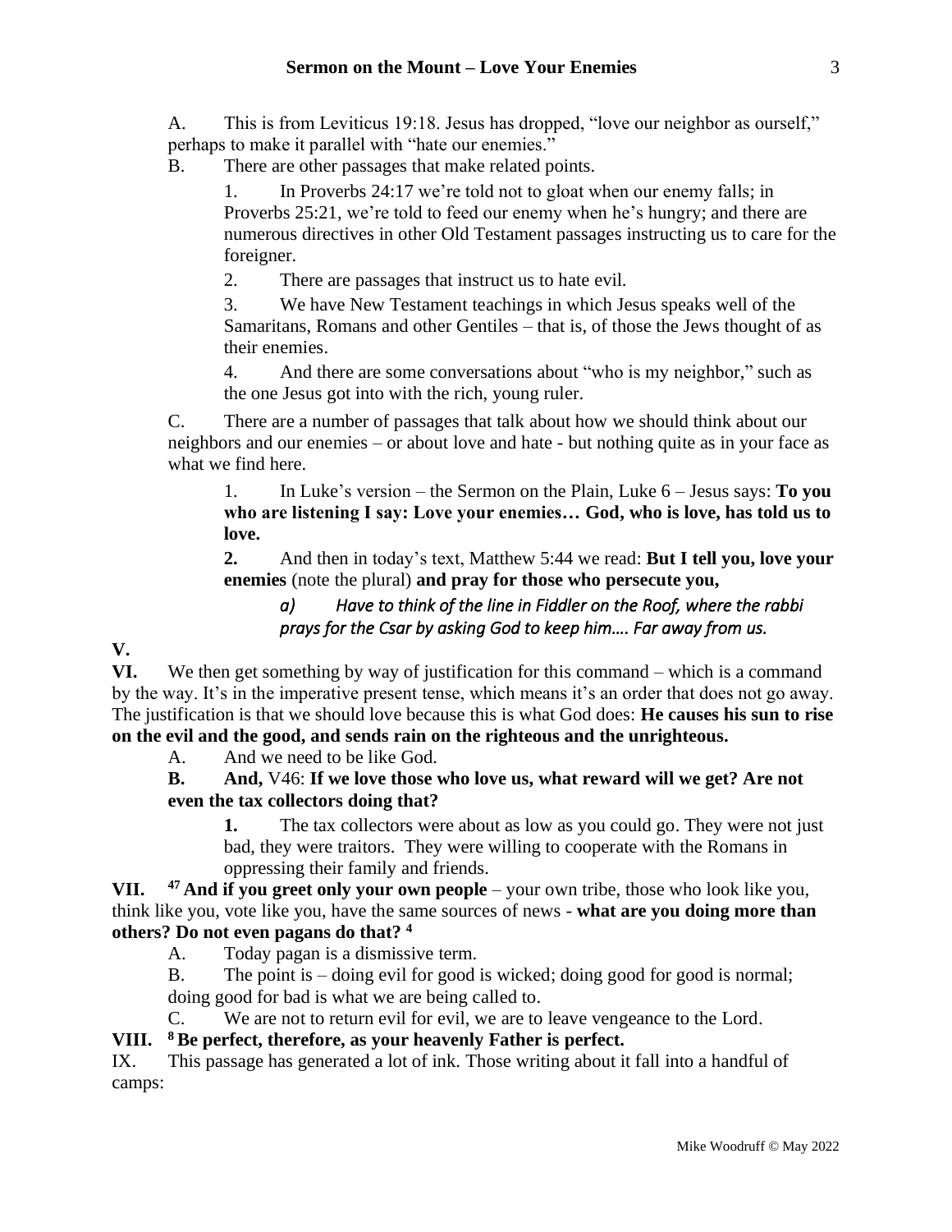A. This is from Leviticus 19:18. Jesus has dropped, "love our neighbor as ourself," perhaps to make it parallel with "hate our enemies."

B. There are other passages that make related points.

1. In Proverbs 24:17 we're told not to gloat when our enemy falls; in Proverbs 25:21, we're told to feed our enemy when he's hungry; and there are numerous directives in other Old Testament passages instructing us to care for the foreigner.

2. There are passages that instruct us to hate evil.

3. We have New Testament teachings in which Jesus speaks well of the Samaritans, Romans and other Gentiles – that is, of those the Jews thought of as their enemies.

4. And there are some conversations about "who is my neighbor," such as the one Jesus got into with the rich, young ruler.

C. There are a number of passages that talk about how we should think about our neighbors and our enemies – or about love and hate - but nothing quite as in your face as what we find here.

1. In Luke's version – the Sermon on the Plain, Luke 6 – Jesus says: **To you who are listening I say: Love your enemies… God, who is love, has told us to love.**

**2.** And then in today's text, Matthew 5:44 we read: **But I tell you, love your enemies** (note the plural) **and pray for those who persecute you,**

*a) Have to think of the line in Fiddler on the Roof, where the rabbi prays for the Csar by asking God to keep him…. Far away from us.*

**V.**

**VI.** We then get something by way of justification for this command – which is a command by the way. It's in the imperative present tense, which means it's an order that does not go away. The justification is that we should love because this is what God does: **He causes his sun to rise on the evil and the good, and sends rain on the righteous and the unrighteous.**

A. And we need to be like God.

**B. And,** V46: **If we love those who love us, what reward will we get? Are not even the tax collectors doing that?**

**1.** The tax collectors were about as low as you could go. They were not just bad, they were traitors. They were willing to cooperate with the Romans in oppressing their family and friends.

**VII. [47] And if you greet only your own people** – your own tribe, those who look like you, think like you, vote like you, have the same sources of news - **what are you doing more than others? Do not even pagans do that? [4]**

A. Today pagan is a dismissive term.

B. The point is – doing evil for good is wicked; doing good for good is normal; doing good for bad is what we are being called to.

C. We are not to return evil for evil, we are to leave vengeance to the Lord.

**VIII. [8] Be perfect, therefore, as your heavenly Father is perfect.**

IX. This passage has generated a lot of ink. Those writing about it fall into a handful of camps: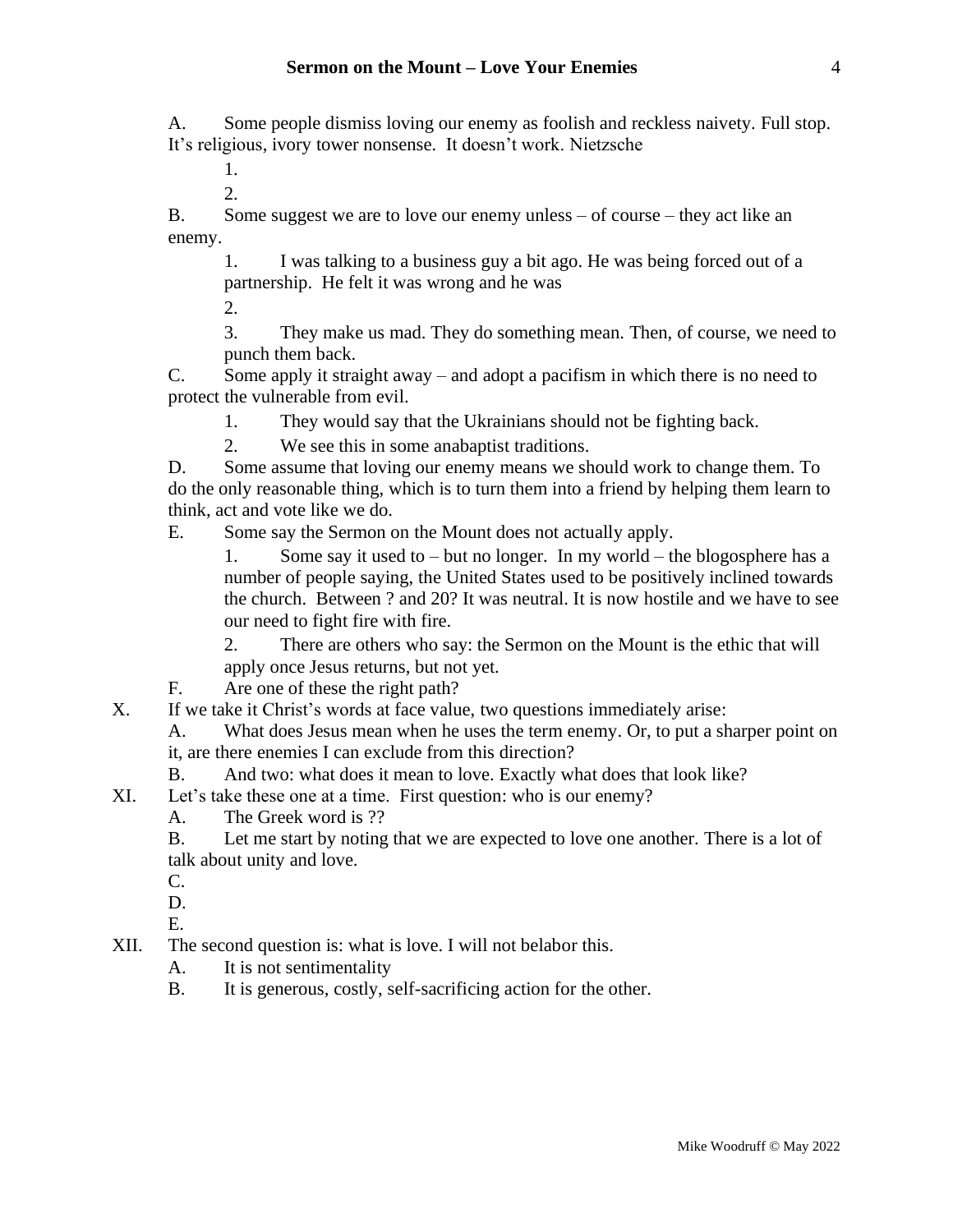A. Some people dismiss loving our enemy as foolish and reckless naivety. Full stop. It's religious, ivory tower nonsense. It doesn't work. Nietzsche

1.
2.

B. Some suggest we are to love our enemy unless – of course – they act like an enemy.

1. I was talking to a business guy a bit ago. He was being forced out of a partnership. He felt it was wrong and he was
2.
3. They make us mad. They do something mean. Then, of course, we need to punch them back.

C. Some apply it straight away – and adopt a pacifism in which there is no need to protect the vulnerable from evil.

1. They would say that the Ukrainians should not be fighting back.
2. We see this in some anabaptist traditions.

D. Some assume that loving our enemy means we should work to change them. To do the only reasonable thing, which is to turn them into a friend by helping them learn to think, act and vote like we do.

E. Some say the Sermon on the Mount does not actually apply.

1. Some say it used to – but no longer. In my world – the blogosphere has a number of people saying, the United States used to be positively inclined towards the church. Between ? and 20? It was neutral. It is now hostile and we have to see our need to fight fire with fire.
2. There are others who say: the Sermon on the Mount is the ethic that will apply once Jesus returns, but not yet.

F. Are one of these the right path?

X. If we take it Christ's words at face value, two questions immediately arise:

A. What does Jesus mean when he uses the term enemy. Or, to put a sharper point on it, are there enemies I can exclude from this direction?

B. And two: what does it mean to love. Exactly what does that look like?

XI. Let's take these one at a time. First question: who is our enemy?

A. The Greek word is ??

B. Let me start by noting that we are expected to love one another. There is a lot of talk about unity and love.

C.

D.

E.

XII. The second question is: what is love. I will not belabor this.

A. It is not sentimentality

B. It is generous, costly, self-sacrificing action for the other.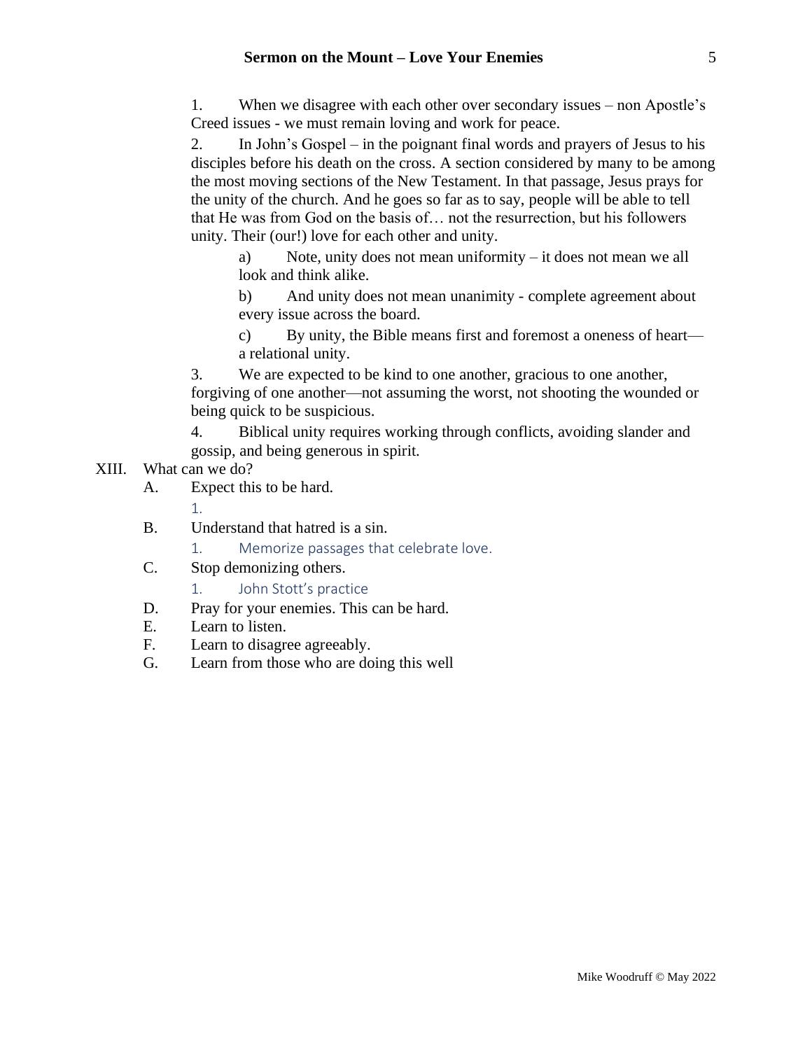1. When we disagree with each other over secondary issues – non Apostle's Creed issues - we must remain loving and work for peace.
2. In John's Gospel – in the poignant final words and prayers of Jesus to his disciples before his death on the cross. A section considered by many to be among the most moving sections of the New Testament. In that passage, Jesus prays for the unity of the church. And he goes so far as to say, people will be able to tell that He was from God on the basis of… not the resurrection, but his followers unity. Their (our!) love for each other and unity.
    a) Note, unity does not mean uniformity – it does not mean we all look and think alike.
    b) And unity does not mean unanimity - complete agreement about every issue across the board.
    c) By unity, the Bible means first and foremost a oneness of heart—a relational unity.
3. We are expected to be kind to one another, gracious to one another, forgiving of one another—not assuming the worst, not shooting the wounded or being quick to be suspicious.
4. Biblical unity requires working through conflicts, avoiding slander and gossip, and being generous in spirit.

XIII. What can we do?

A. Expect this to be hard.
    1.

B. Understand that hatred is a sin.
    1. Memorize passages that celebrate love.

C. Stop demonizing others.
    1. John Stott's practice

D. Pray for your enemies. This can be hard.

E. Learn to listen.

F. Learn to disagree agreeably.

G. Learn from those who are doing this well

Mike Woodruff © May 2022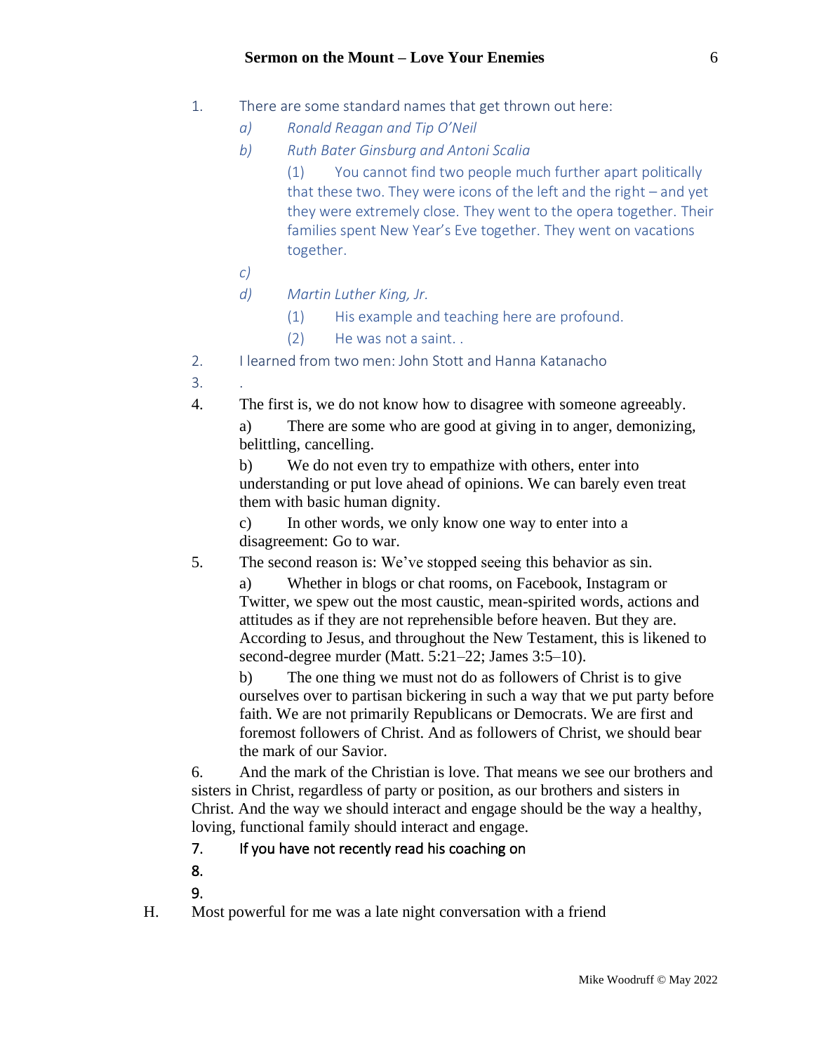1. There are some standard names that get thrown out here:
   a) *Ronald Reagan and Tip O'Neil*
   b) *Ruth Bater Ginsburg and Antoni Scalia*
      (1) You cannot find two people much further apart politically that these two. They were icons of the left and the right – and yet they were extremely close. They went to the opera together. Their families spent New Year's Eve together. They went on vacations together.
   c)
   d) *Martin Luther King, Jr.*
      (1) His example and teaching here are profound.
      (2) He was not a saint. .
2. I learned from two men: John Stott and Hanna Katanacho
3. .
4. The first is, we do not know how to disagree with someone agreeably.
   a) There are some who are good at giving in to anger, demonizing, belittling, cancelling.
   b) We do not even try to empathize with others, enter into understanding or put love ahead of opinions. We can barely even treat them with basic human dignity.
   c) In other words, we only know one way to enter into a disagreement: Go to war.
5. The second reason is: We've stopped seeing this behavior as sin.
   a) Whether in blogs or chat rooms, on Facebook, Instagram or Twitter, we spew out the most caustic, mean-spirited words, actions and attitudes as if they are not reprehensible before heaven. But they are. According to Jesus, and throughout the New Testament, this is likened to second-degree murder (Matt. 5:21–22; James 3:5–10).
   b) The one thing we must not do as followers of Christ is to give ourselves over to partisan bickering in such a way that we put party before faith. We are not primarily Republicans or Democrats. We are first and foremost followers of Christ. And as followers of Christ, we should bear the mark of our Savior.
6. And the mark of the Christian is love. That means we see our brothers and sisters in Christ, regardless of party or position, as our brothers and sisters in Christ. And the way we should interact and engage should be the way a healthy, loving, functional family should interact and engage.
7. If you have not recently read his coaching on
8.
9.

H. Most powerful for me was a late night conversation with a friend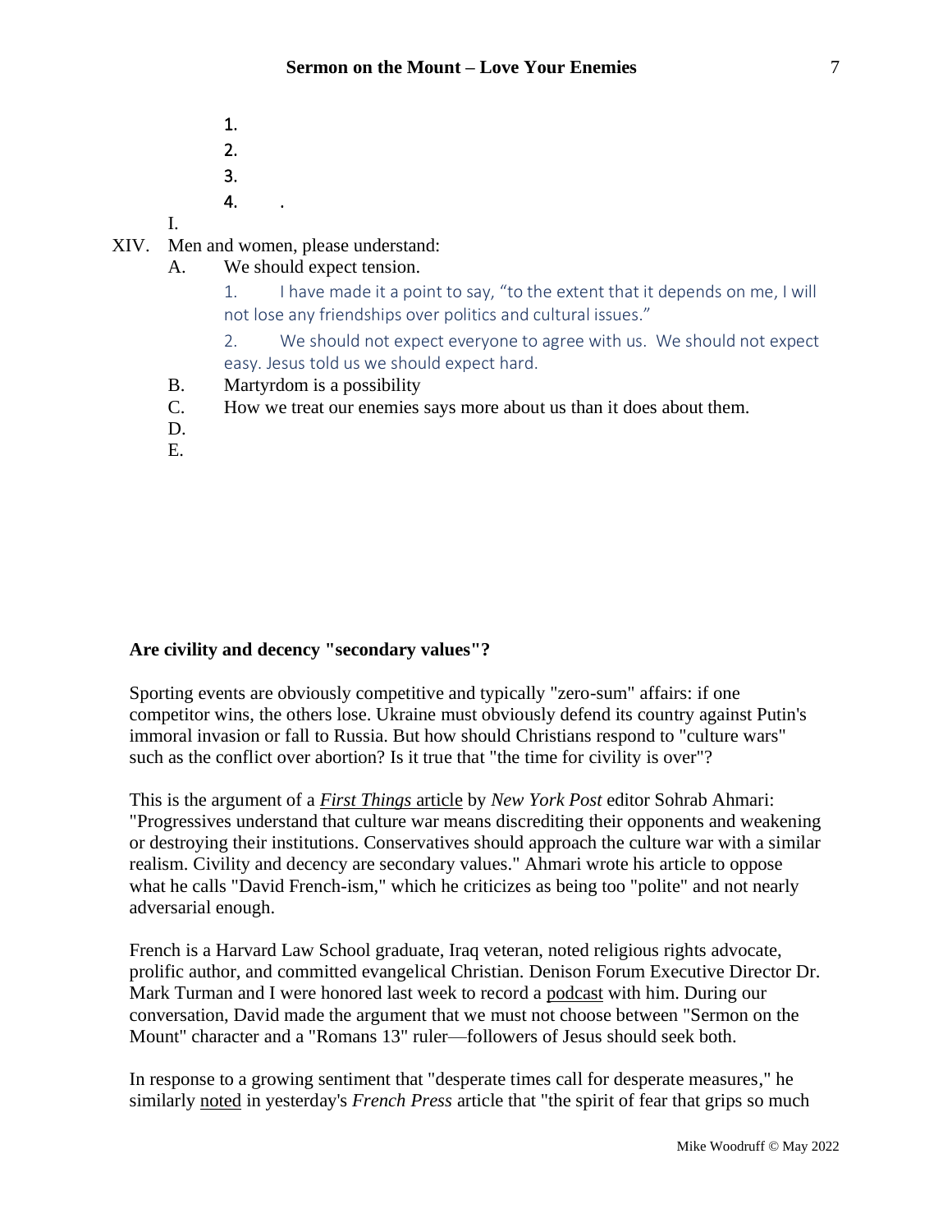1.
2.
3.
4. .

I.

XIV. Men and women, please understand:

A. We should expect tension.

1. I have made it a point to say, "to the extent that it depends on me, I will not lose any friendships over politics and cultural issues."

2. We should not expect everyone to agree with us. We should not expect easy. Jesus told us we should expect hard.

B. Martyrdom is a possibility

C. How we treat our enemies says more about us than it does about them.

D.

E.

**Are civility and decency "secondary values"?**

Sporting events are obviously competitive and typically "zero-sum" affairs: if one competitor wins, the others lose. Ukraine must obviously defend its country against Putin's immoral invasion or fall to Russia. But how should Christians respond to "culture wars" such as the conflict over abortion? Is it true that "the time for civility is over"?

This is the argument of a *First Things* article by *New York Post* editor Sohrab Ahmari: "Progressives understand that culture war means discrediting their opponents and weakening or destroying their institutions. Conservatives should approach the culture war with a similar realism. Civility and decency are secondary values." Ahmari wrote his article to oppose what he calls "David French-ism," which he criticizes as being too "polite" and not nearly adversarial enough.

French is a Harvard Law School graduate, Iraq veteran, noted religious rights advocate, prolific author, and committed evangelical Christian. Denison Forum Executive Director Dr. Mark Turman and I were honored last week to record a podcast with him. During our conversation, David made the argument that we must not choose between "Sermon on the Mount" character and a "Romans 13" ruler—followers of Jesus should seek both.

In response to a growing sentiment that "desperate times call for desperate measures," he similarly noted in yesterday's *French Press* article that "the spirit of fear that grips so much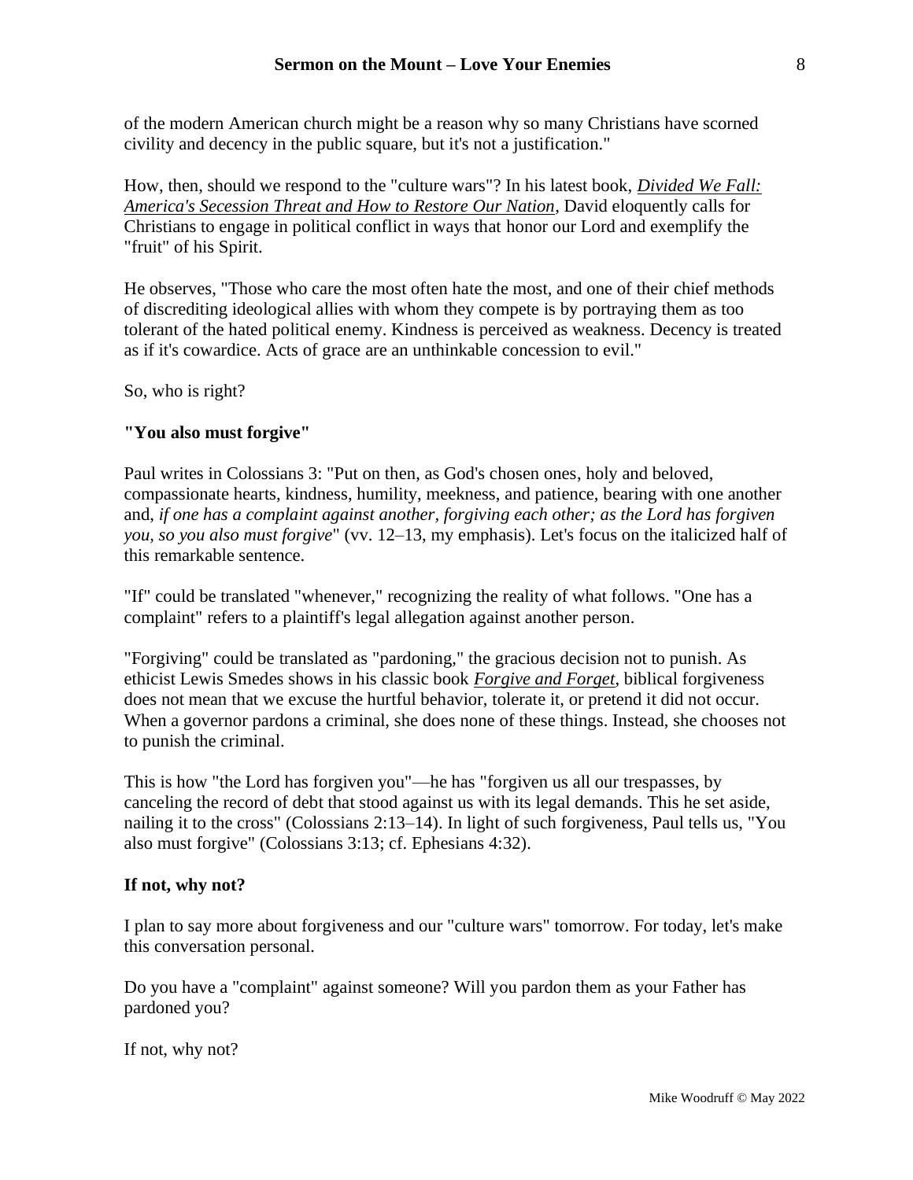of the modern American church might be a reason why so many Christians have scorned civility and decency in the public square, but it's not a justification."

How, then, should we respond to the "culture wars"? In his latest book, *Divided We Fall: America's Secession Threat and How to Restore Our Nation*, David eloquently calls for Christians to engage in political conflict in ways that honor our Lord and exemplify the "fruit" of his Spirit.

He observes, "Those who care the most often hate the most, and one of their chief methods of discrediting ideological allies with whom they compete is by portraying them as too tolerant of the hated political enemy. Kindness is perceived as weakness. Decency is treated as if it's cowardice. Acts of grace are an unthinkable concession to evil."

So, who is right?

**"You also must forgive"**

Paul writes in Colossians 3: "Put on then, as God's chosen ones, holy and beloved, compassionate hearts, kindness, humility, meekness, and patience, bearing with one another and, *if one has a complaint against another, forgiving each other; as the Lord has forgiven you, so you also must forgive*" (vv. 12–13, my emphasis). Let's focus on the italicized half of this remarkable sentence.

"If" could be translated "whenever," recognizing the reality of what follows. "One has a complaint" refers to a plaintiff's legal allegation against another person.

"Forgiving" could be translated as "pardoning," the gracious decision not to punish. As ethicist Lewis Smedes shows in his classic book *Forgive and Forget*, biblical forgiveness does not mean that we excuse the hurtful behavior, tolerate it, or pretend it did not occur. When a governor pardons a criminal, she does none of these things. Instead, she chooses not to punish the criminal.

This is how "the Lord has forgiven you"—he has "forgiven us all our trespasses, by canceling the record of debt that stood against us with its legal demands. This he set aside, nailing it to the cross" (Colossians 2:13–14). In light of such forgiveness, Paul tells us, "You also must forgive" (Colossians 3:13; cf. Ephesians 4:32).

**If not, why not?**

I plan to say more about forgiveness and our "culture wars" tomorrow. For today, let's make this conversation personal.

Do you have a "complaint" against someone? Will you pardon them as your Father has pardoned you?

If not, why not?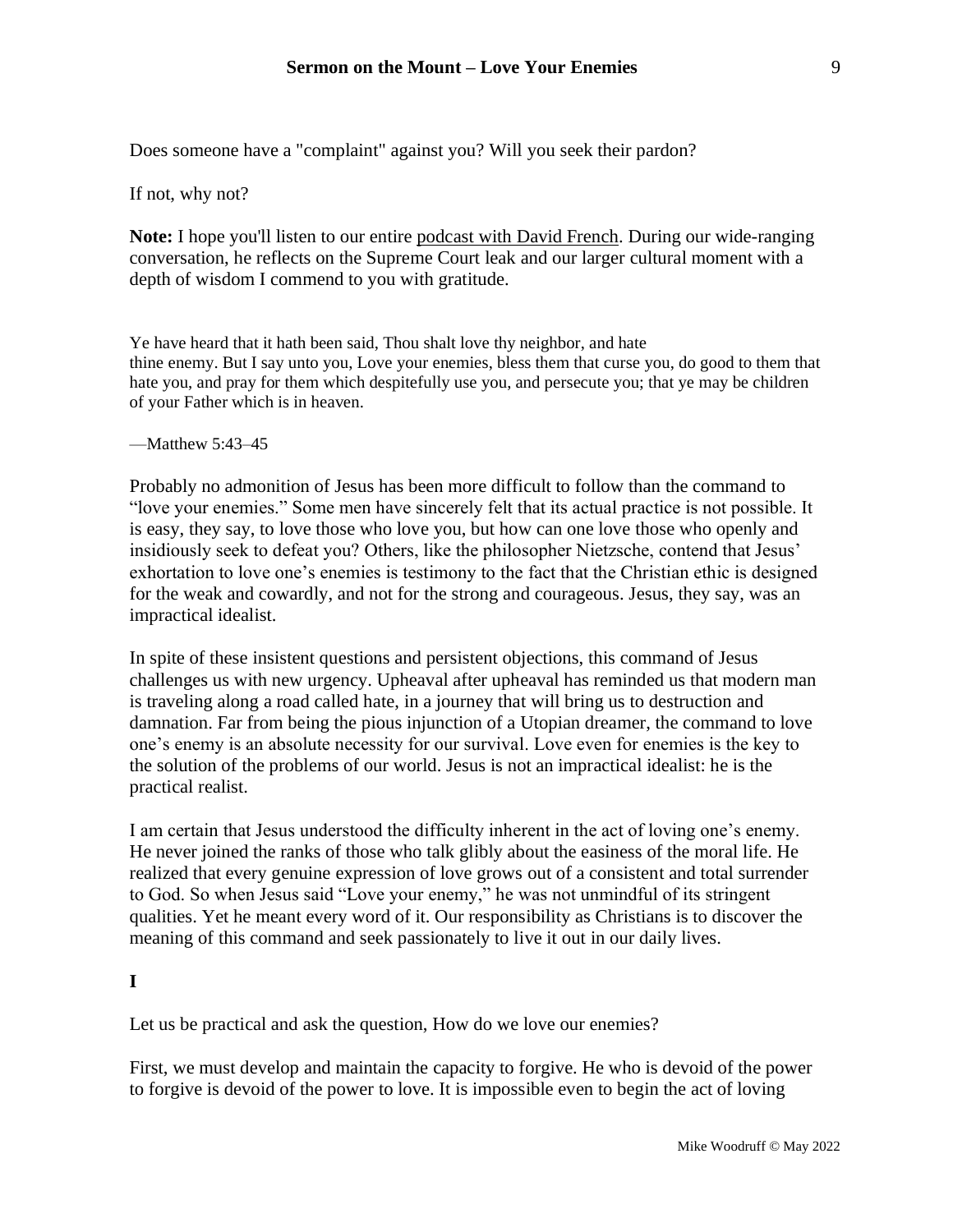Does someone have a "complaint" against you? Will you seek their pardon?

If not, why not?

**Note:** I hope you'll listen to our entire podcast with David French. During our wide-ranging conversation, he reflects on the Supreme Court leak and our larger cultural moment with a depth of wisdom I commend to you with gratitude.

Ye have heard that it hath been said, Thou shalt love thy neighbor, and hate thine enemy. But I say unto you, Love your enemies, bless them that curse you, do good to them that hate you, and pray for them which despitefully use you, and persecute you; that ye may be children of your Father which is in heaven.

—Matthew 5:43–45

Probably no admonition of Jesus has been more difficult to follow than the command to "love your enemies." Some men have sincerely felt that its actual practice is not possible. It is easy, they say, to love those who love you, but how can one love those who openly and insidiously seek to defeat you? Others, like the philosopher Nietzsche, contend that Jesus' exhortation to love one's enemies is testimony to the fact that the Christian ethic is designed for the weak and cowardly, and not for the strong and courageous. Jesus, they say, was an impractical idealist.

In spite of these insistent questions and persistent objections, this command of Jesus challenges us with new urgency. Upheaval after upheaval has reminded us that modern man is traveling along a road called hate, in a journey that will bring us to destruction and damnation. Far from being the pious injunction of a Utopian dreamer, the command to love one's enemy is an absolute necessity for our survival. Love even for enemies is the key to the solution of the problems of our world. Jesus is not an impractical idealist: he is the practical realist.

I am certain that Jesus understood the difficulty inherent in the act of loving one's enemy. He never joined the ranks of those who talk glibly about the easiness of the moral life. He realized that every genuine expression of love grows out of a consistent and total surrender to God. So when Jesus said "Love your enemy," he was not unmindful of its stringent qualities. Yet he meant every word of it. Our responsibility as Christians is to discover the meaning of this command and seek passionately to live it out in our daily lives.

**I**

Let us be practical and ask the question, How do we love our enemies?

First, we must develop and maintain the capacity to forgive. He who is devoid of the power to forgive is devoid of the power to love. It is impossible even to begin the act of loving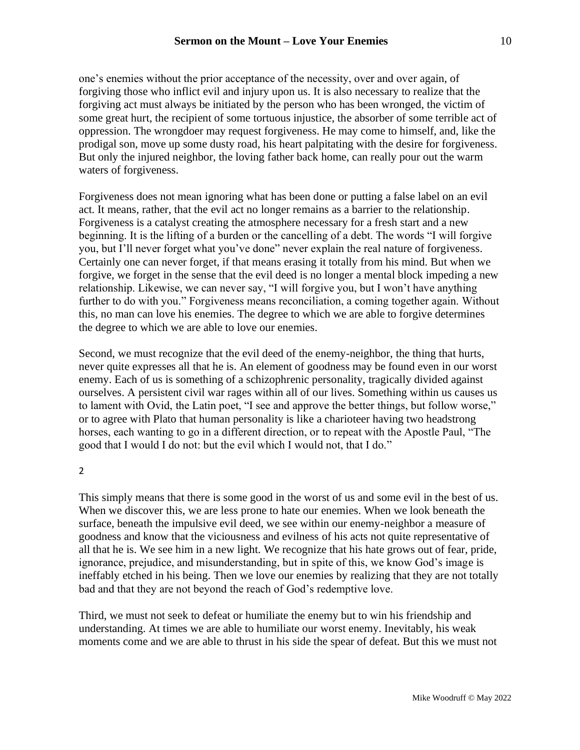one's enemies without the prior acceptance of the necessity, over and over again, of forgiving those who inflict evil and injury upon us. It is also necessary to realize that the forgiving act must always be initiated by the person who has been wronged, the victim of some great hurt, the recipient of some tortuous injustice, the absorber of some terrible act of oppression. The wrongdoer may request forgiveness. He may come to himself, and, like the prodigal son, move up some dusty road, his heart palpitating with the desire for forgiveness. But only the injured neighbor, the loving father back home, can really pour out the warm waters of forgiveness.

Forgiveness does not mean ignoring what has been done or putting a false label on an evil act. It means, rather, that the evil act no longer remains as a barrier to the relationship. Forgiveness is a catalyst creating the atmosphere necessary for a fresh start and a new beginning. It is the lifting of a burden or the cancelling of a debt. The words "I will forgive you, but I'll never forget what you've done" never explain the real nature of forgiveness. Certainly one can never forget, if that means erasing it totally from his mind. But when we forgive, we forget in the sense that the evil deed is no longer a mental block impeding a new relationship. Likewise, we can never say, "I will forgive you, but I won't have anything further to do with you." Forgiveness means reconciliation, a coming together again. Without this, no man can love his enemies. The degree to which we are able to forgive determines the degree to which we are able to love our enemies.

Second, we must recognize that the evil deed of the enemy-neighbor, the thing that hurts, never quite expresses all that he is. An element of goodness may be found even in our worst enemy. Each of us is something of a schizophrenic personality, tragically divided against ourselves. A persistent civil war rages within all of our lives. Something within us causes us to lament with Ovid, the Latin poet, "I see and approve the better things, but follow worse," or to agree with Plato that human personality is like a charioteer having two headstrong horses, each wanting to go in a different direction, or to repeat with the Apostle Paul, "The good that I would I do not: but the evil which I would not, that I do."

2

This simply means that there is some good in the worst of us and some evil in the best of us. When we discover this, we are less prone to hate our enemies. When we look beneath the surface, beneath the impulsive evil deed, we see within our enemy-neighbor a measure of goodness and know that the viciousness and evilness of his acts not quite representative of all that he is. We see him in a new light. We recognize that his hate grows out of fear, pride, ignorance, prejudice, and misunderstanding, but in spite of this, we know God's image is ineffably etched in his being. Then we love our enemies by realizing that they are not totally bad and that they are not beyond the reach of God's redemptive love.

Third, we must not seek to defeat or humiliate the enemy but to win his friendship and understanding. At times we are able to humiliate our worst enemy. Inevitably, his weak moments come and we are able to thrust in his side the spear of defeat. But this we must not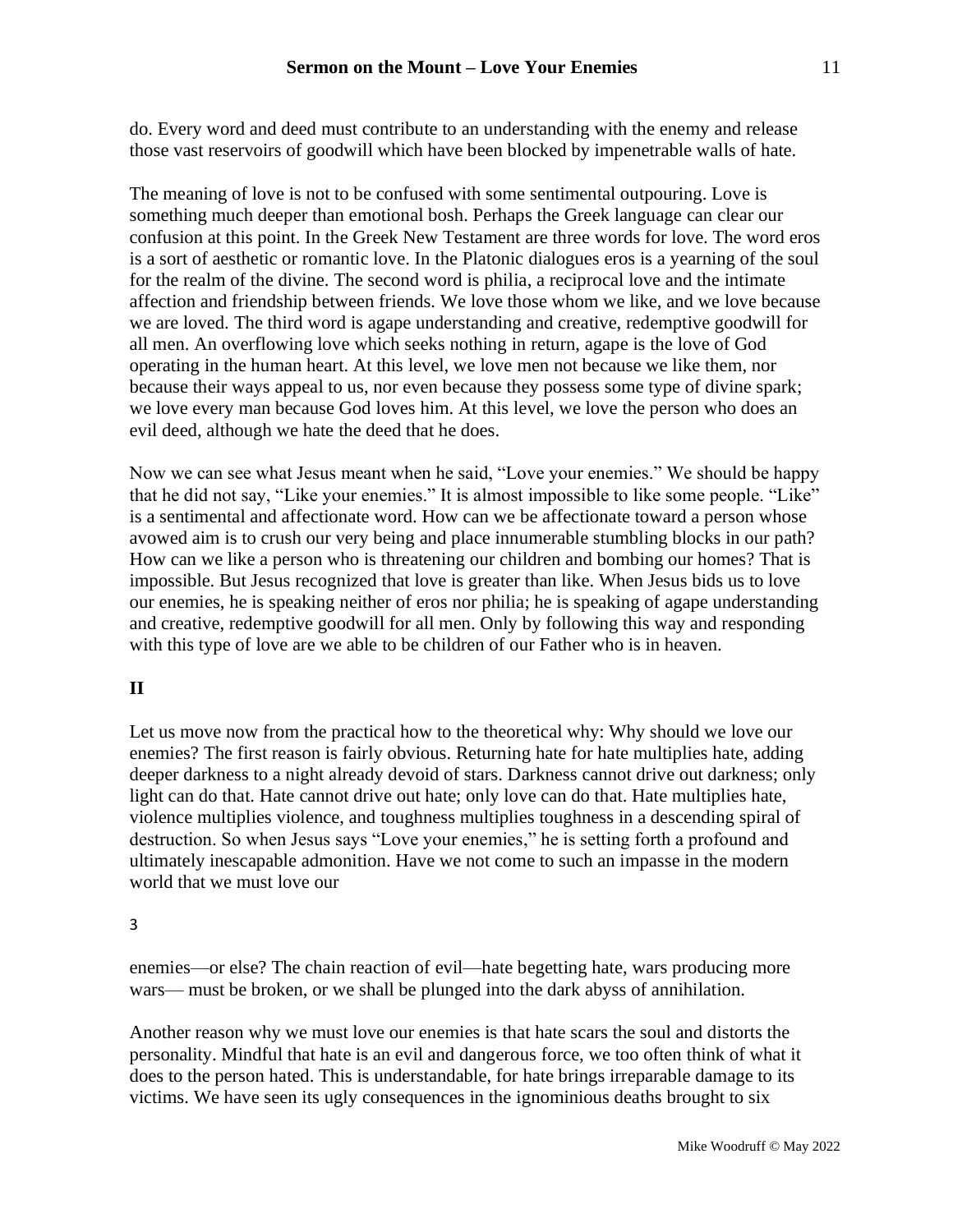do. Every word and deed must contribute to an understanding with the enemy and release those vast reservoirs of goodwill which have been blocked by impenetrable walls of hate.

The meaning of love is not to be confused with some sentimental outpouring. Love is something much deeper than emotional bosh. Perhaps the Greek language can clear our confusion at this point. In the Greek New Testament are three words for love. The word eros is a sort of aesthetic or romantic love. In the Platonic dialogues eros is a yearning of the soul for the realm of the divine. The second word is philia, a reciprocal love and the intimate affection and friendship between friends. We love those whom we like, and we love because we are loved. The third word is agape understanding and creative, redemptive goodwill for all men. An overflowing love which seeks nothing in return, agape is the love of God operating in the human heart. At this level, we love men not because we like them, nor because their ways appeal to us, nor even because they possess some type of divine spark; we love every man because God loves him. At this level, we love the person who does an evil deed, although we hate the deed that he does.

Now we can see what Jesus meant when he said, "Love your enemies." We should be happy that he did not say, "Like your enemies." It is almost impossible to like some people. "Like" is a sentimental and affectionate word. How can we be affectionate toward a person whose avowed aim is to crush our very being and place innumerable stumbling blocks in our path? How can we like a person who is threatening our children and bombing our homes? That is impossible. But Jesus recognized that love is greater than like. When Jesus bids us to love our enemies, he is speaking neither of eros nor philia; he is speaking of agape understanding and creative, redemptive goodwill for all men. Only by following this way and responding with this type of love are we able to be children of our Father who is in heaven.

**II**

Let us move now from the practical how to the theoretical why: Why should we love our enemies? The first reason is fairly obvious. Returning hate for hate multiplies hate, adding deeper darkness to a night already devoid of stars. Darkness cannot drive out darkness; only light can do that. Hate cannot drive out hate; only love can do that. Hate multiplies hate, violence multiplies violence, and toughness multiplies toughness in a descending spiral of destruction. So when Jesus says "Love your enemies," he is setting forth a profound and ultimately inescapable admonition. Have we not come to such an impasse in the modern world that we must love our enemies—or else? The chain reaction of evil—hate begetting hate, wars producing more wars— must be broken, or we shall be plunged into the dark abyss of annihilation.

Another reason why we must love our enemies is that hate scars the soul and distorts the personality. Mindful that hate is an evil and dangerous force, we too often think of what it does to the person hated. This is understandable, for hate brings irreparable damage to its victims. We have seen its ugly consequences in the ignominious deaths brought to six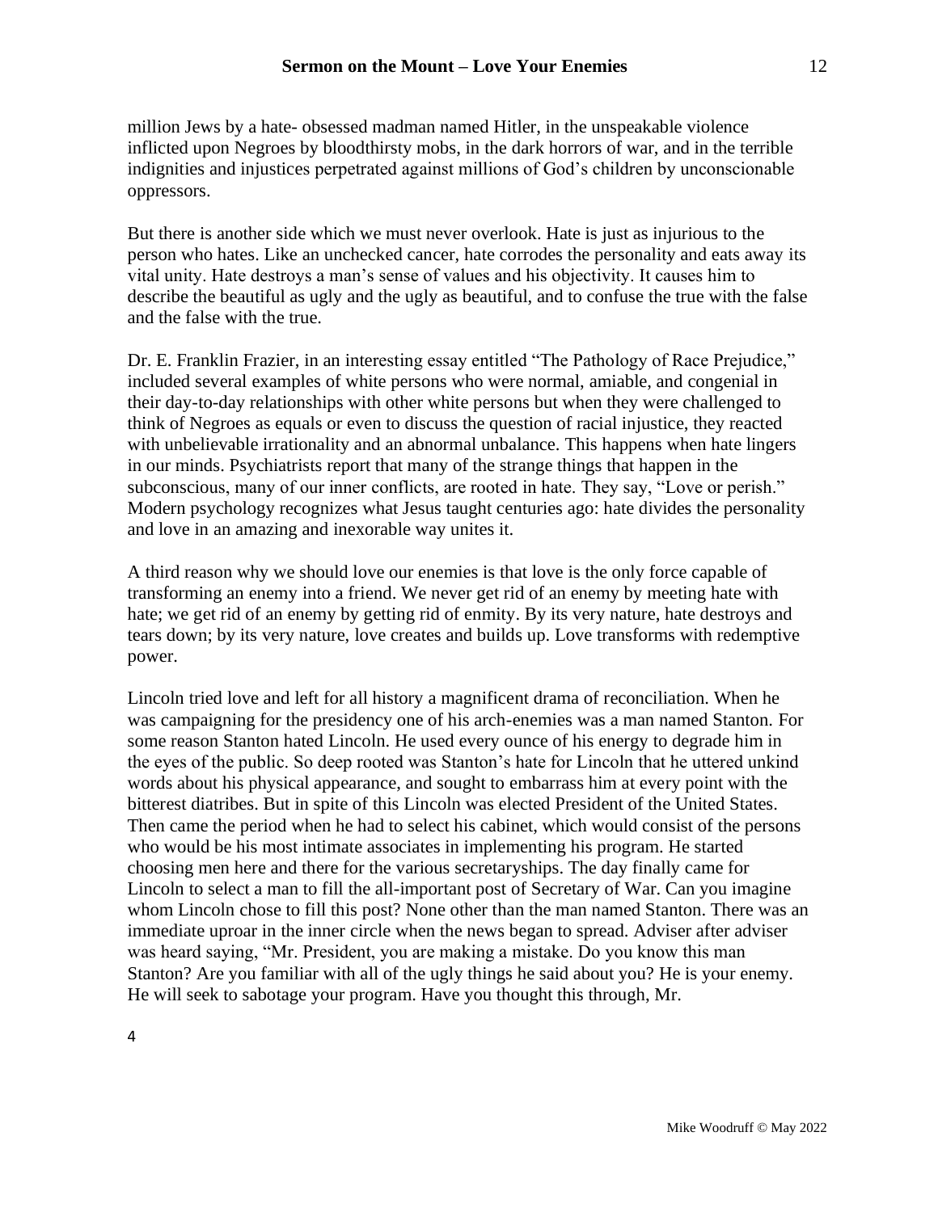million Jews by a hate- obsessed madman named Hitler, in the unspeakable violence inflicted upon Negroes by bloodthirsty mobs, in the dark horrors of war, and in the terrible indignities and injustices perpetrated against millions of God's children by unconscionable oppressors.

But there is another side which we must never overlook. Hate is just as injurious to the person who hates. Like an unchecked cancer, hate corrodes the personality and eats away its vital unity. Hate destroys a man's sense of values and his objectivity. It causes him to describe the beautiful as ugly and the ugly as beautiful, and to confuse the true with the false and the false with the true.

Dr. E. Franklin Frazier, in an interesting essay entitled "The Pathology of Race Prejudice," included several examples of white persons who were normal, amiable, and congenial in their day-to-day relationships with other white persons but when they were challenged to think of Negroes as equals or even to discuss the question of racial injustice, they reacted with unbelievable irrationality and an abnormal unbalance. This happens when hate lingers in our minds. Psychiatrists report that many of the strange things that happen in the subconscious, many of our inner conflicts, are rooted in hate. They say, "Love or perish." Modern psychology recognizes what Jesus taught centuries ago: hate divides the personality and love in an amazing and inexorable way unites it.

A third reason why we should love our enemies is that love is the only force capable of transforming an enemy into a friend. We never get rid of an enemy by meeting hate with hate; we get rid of an enemy by getting rid of enmity. By its very nature, hate destroys and tears down; by its very nature, love creates and builds up. Love transforms with redemptive power.

Lincoln tried love and left for all history a magnificent drama of reconciliation. When he was campaigning for the presidency one of his arch-enemies was a man named Stanton. For some reason Stanton hated Lincoln. He used every ounce of his energy to degrade him in the eyes of the public. So deep rooted was Stanton's hate for Lincoln that he uttered unkind words about his physical appearance, and sought to embarrass him at every point with the bitterest diatribes. But in spite of this Lincoln was elected President of the United States. Then came the period when he had to select his cabinet, which would consist of the persons who would be his most intimate associates in implementing his program. He started choosing men here and there for the various secretaryships. The day finally came for Lincoln to select a man to fill the all-important post of Secretary of War. Can you imagine whom Lincoln chose to fill this post? None other than the man named Stanton. There was an immediate uproar in the inner circle when the news began to spread. Adviser after adviser was heard saying, "Mr. President, you are making a mistake. Do you know this man Stanton? Are you familiar with all of the ugly things he said about you? He is your enemy. He will seek to sabotage your program. Have you thought this through, Mr.

4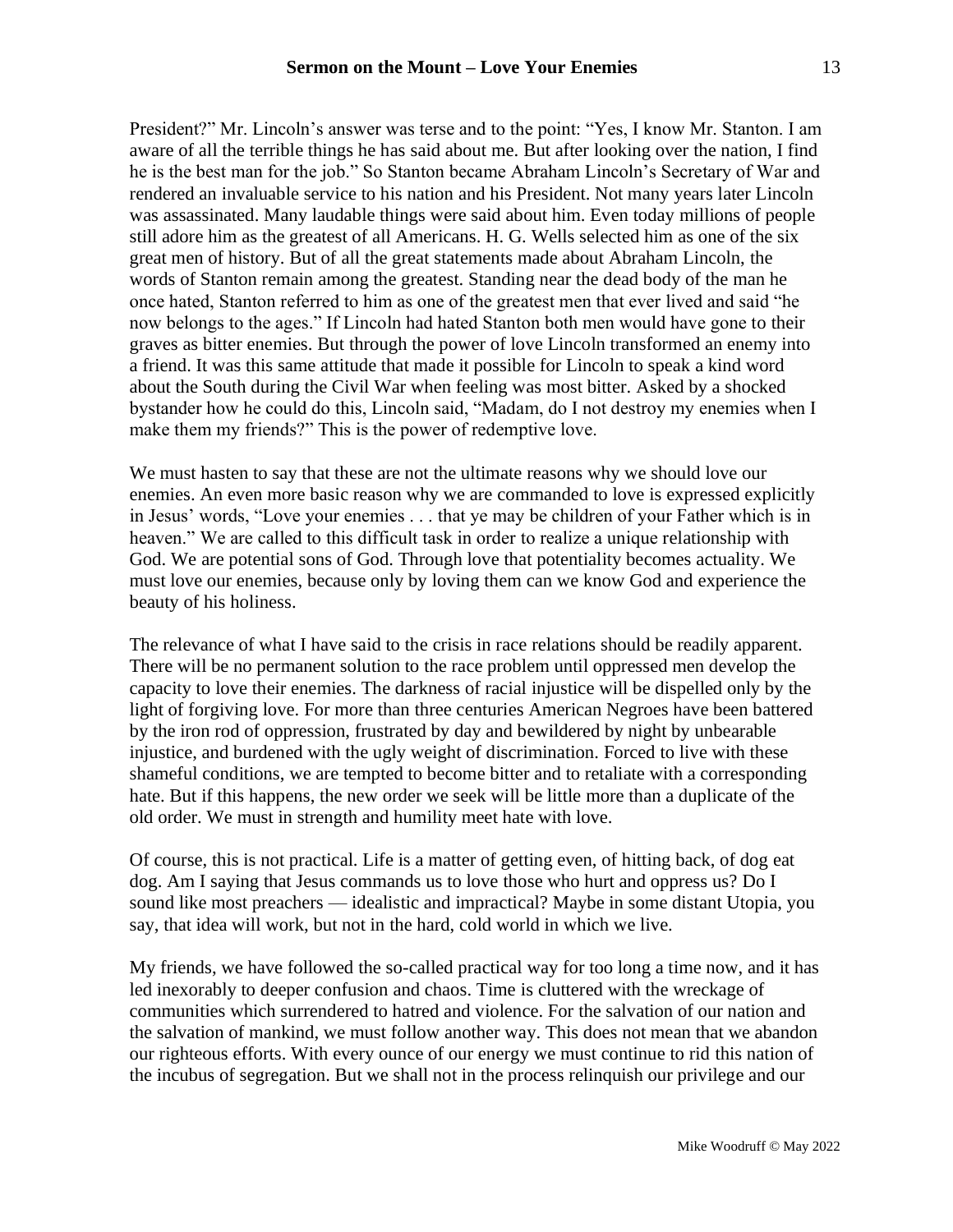President?" Mr. Lincoln's answer was terse and to the point: "Yes, I know Mr. Stanton. I am aware of all the terrible things he has said about me. But after looking over the nation, I find he is the best man for the job." So Stanton became Abraham Lincoln's Secretary of War and rendered an invaluable service to his nation and his President. Not many years later Lincoln was assassinated. Many laudable things were said about him. Even today millions of people still adore him as the greatest of all Americans. H. G. Wells selected him as one of the six great men of history. But of all the great statements made about Abraham Lincoln, the words of Stanton remain among the greatest. Standing near the dead body of the man he once hated, Stanton referred to him as one of the greatest men that ever lived and said "he now belongs to the ages." If Lincoln had hated Stanton both men would have gone to their graves as bitter enemies. But through the power of love Lincoln transformed an enemy into a friend. It was this same attitude that made it possible for Lincoln to speak a kind word about the South during the Civil War when feeling was most bitter. Asked by a shocked bystander how he could do this, Lincoln said, "Madam, do I not destroy my enemies when I make them my friends?" This is the power of redemptive love.

We must hasten to say that these are not the ultimate reasons why we should love our enemies. An even more basic reason why we are commanded to love is expressed explicitly in Jesus' words, "Love your enemies . . . that ye may be children of your Father which is in heaven." We are called to this difficult task in order to realize a unique relationship with God. We are potential sons of God. Through love that potentiality becomes actuality. We must love our enemies, because only by loving them can we know God and experience the beauty of his holiness.

The relevance of what I have said to the crisis in race relations should be readily apparent. There will be no permanent solution to the race problem until oppressed men develop the capacity to love their enemies. The darkness of racial injustice will be dispelled only by the light of forgiving love. For more than three centuries American Negroes have been battered by the iron rod of oppression, frustrated by day and bewildered by night by unbearable injustice, and burdened with the ugly weight of discrimination. Forced to live with these shameful conditions, we are tempted to become bitter and to retaliate with a corresponding hate. But if this happens, the new order we seek will be little more than a duplicate of the old order. We must in strength and humility meet hate with love.

Of course, this is not practical. Life is a matter of getting even, of hitting back, of dog eat dog. Am I saying that Jesus commands us to love those who hurt and oppress us? Do I sound like most preachers — idealistic and impractical? Maybe in some distant Utopia, you say, that idea will work, but not in the hard, cold world in which we live.

My friends, we have followed the so-called practical way for too long a time now, and it has led inexorably to deeper confusion and chaos. Time is cluttered with the wreckage of communities which surrendered to hatred and violence. For the salvation of our nation and the salvation of mankind, we must follow another way. This does not mean that we abandon our righteous efforts. With every ounce of our energy we must continue to rid this nation of the incubus of segregation. But we shall not in the process relinquish our privilege and our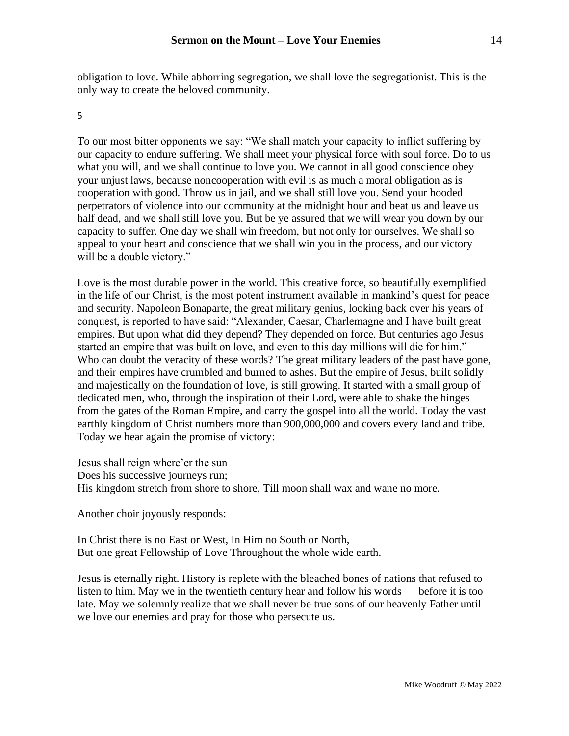obligation to love. While abhorring segregation, we shall love the segregationist. This is the only way to create the beloved community.

5

To our most bitter opponents we say: "We shall match your capacity to inflict suffering by our capacity to endure suffering. We shall meet your physical force with soul force. Do to us what you will, and we shall continue to love you. We cannot in all good conscience obey your unjust laws, because noncooperation with evil is as much a moral obligation as is cooperation with good. Throw us in jail, and we shall still love you. Send your hooded perpetrators of violence into our community at the midnight hour and beat us and leave us half dead, and we shall still love you. But be ye assured that we will wear you down by our capacity to suffer. One day we shall win freedom, but not only for ourselves. We shall so appeal to your heart and conscience that we shall win you in the process, and our victory will be a double victory."

Love is the most durable power in the world. This creative force, so beautifully exemplified in the life of our Christ, is the most potent instrument available in mankind's quest for peace and security. Napoleon Bonaparte, the great military genius, looking back over his years of conquest, is reported to have said: "Alexander, Caesar, Charlemagne and I have built great empires. But upon what did they depend? They depended on force. But centuries ago Jesus started an empire that was built on love, and even to this day millions will die for him." Who can doubt the veracity of these words? The great military leaders of the past have gone, and their empires have crumbled and burned to ashes. But the empire of Jesus, built solidly and majestically on the foundation of love, is still growing. It started with a small group of dedicated men, who, through the inspiration of their Lord, were able to shake the hinges from the gates of the Roman Empire, and carry the gospel into all the world. Today the vast earthly kingdom of Christ numbers more than 900,000,000 and covers every land and tribe. Today we hear again the promise of victory:

Jesus shall reign where'er the sun
Does his successive journeys run;
His kingdom stretch from shore to shore, Till moon shall wax and wane no more.

Another choir joyously responds:

In Christ there is no East or West, In Him no South or North,
But one great Fellowship of Love Throughout the whole wide earth.

Jesus is eternally right. History is replete with the bleached bones of nations that refused to listen to him. May we in the twentieth century hear and follow his words — before it is too late. May we solemnly realize that we shall never be true sons of our heavenly Father until we love our enemies and pray for those who persecute us.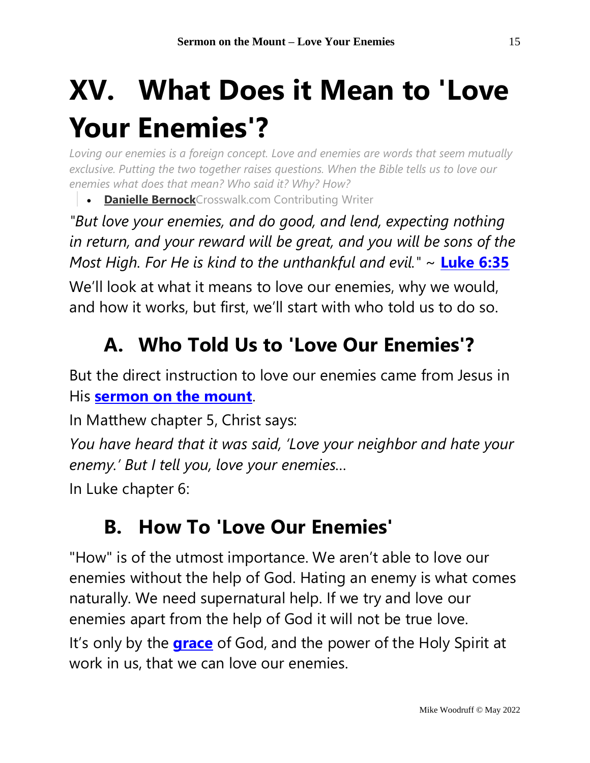# XV. What Does it Mean to 'Love Your Enemies'?

*Loving our enemies is a foreign concept. Love and enemies are words that seem mutually exclusive. Putting the two together raises questions. When the Bible tells us to love our enemies what does that mean? Who said it? Why? How?*

- **Danielle Bernock**Crosswalk.com Contributing Writer

*"But love your enemies, and do good, and lend, expecting nothing in return, and your reward will be great, and you will be sons of the Most High. For He is kind to the unthankful and evil."* ~ **Luke 6:35**

We'll look at what it means to love our enemies, why we would, and how it works, but first, we'll start with who told us to do so.

## A. Who Told Us to 'Love Our Enemies'?

But the direct instruction to love our enemies came from Jesus in His **sermon on the mount**.

In Matthew chapter 5, Christ says:

*You have heard that it was said, 'Love your neighbor and hate your enemy.' But I tell you, love your enemies…*

In Luke chapter 6:

## B. How To 'Love Our Enemies'

"How" is of the utmost importance. We aren't able to love our enemies without the help of God. Hating an enemy is what comes naturally. We need supernatural help. If we try and love our enemies apart from the help of God it will not be true love.

It's only by the **grace** of God, and the power of the Holy Spirit at work in us, that we can love our enemies.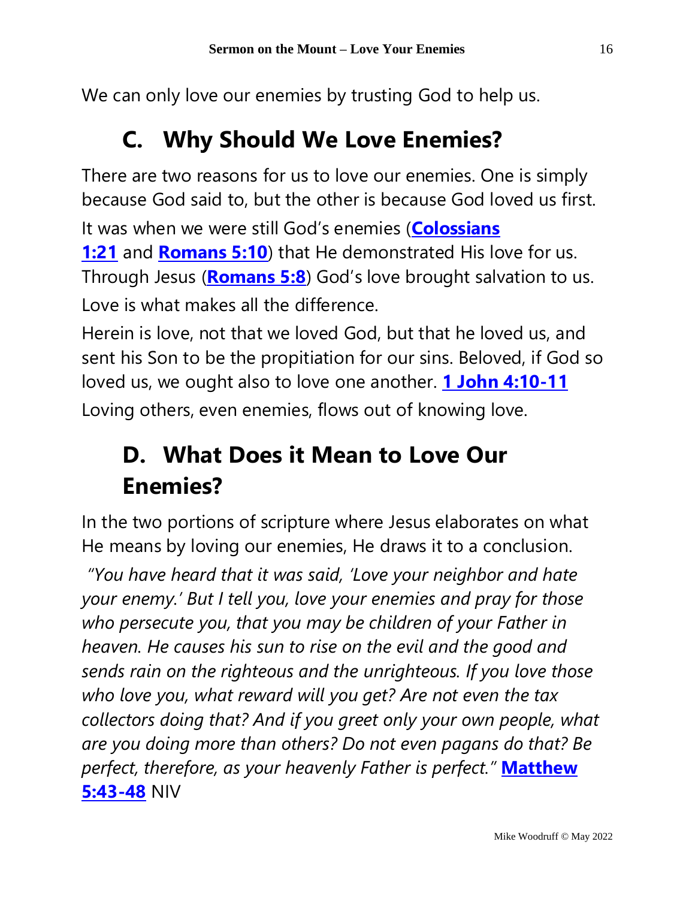We can only love our enemies by trusting God to help us.

## C. Why Should We Love Enemies?

There are two reasons for us to love our enemies. One is simply because God said to, but the other is because God loved us first.

It was when we were still God's enemies (**Colossians 1:21** and **Romans 5:10**) that He demonstrated His love for us. Through Jesus (**Romans 5:8**) God's love brought salvation to us. Love is what makes all the difference.

Herein is love, not that we loved God, but that he loved us, and sent his Son to be the propitiation for our sins. Beloved, if God so loved us, we ought also to love one another. **1 John 4:10-11**

Loving others, even enemies, flows out of knowing love.

## D. What Does it Mean to Love Our Enemies?

In the two portions of scripture where Jesus elaborates on what He means by loving our enemies, He draws it to a conclusion.

*"You have heard that it was said, 'Love your neighbor and hate your enemy.' But I tell you, love your enemies and pray for those who persecute you, that you may be children of your Father in heaven. He causes his sun to rise on the evil and the good and sends rain on the righteous and the unrighteous. If you love those who love you, what reward will you get? Are not even the tax collectors doing that? And if you greet only your own people, what are you doing more than others? Do not even pagans do that? Be perfect, therefore, as your heavenly Father is perfect."* **Matthew 5:43-48** NIV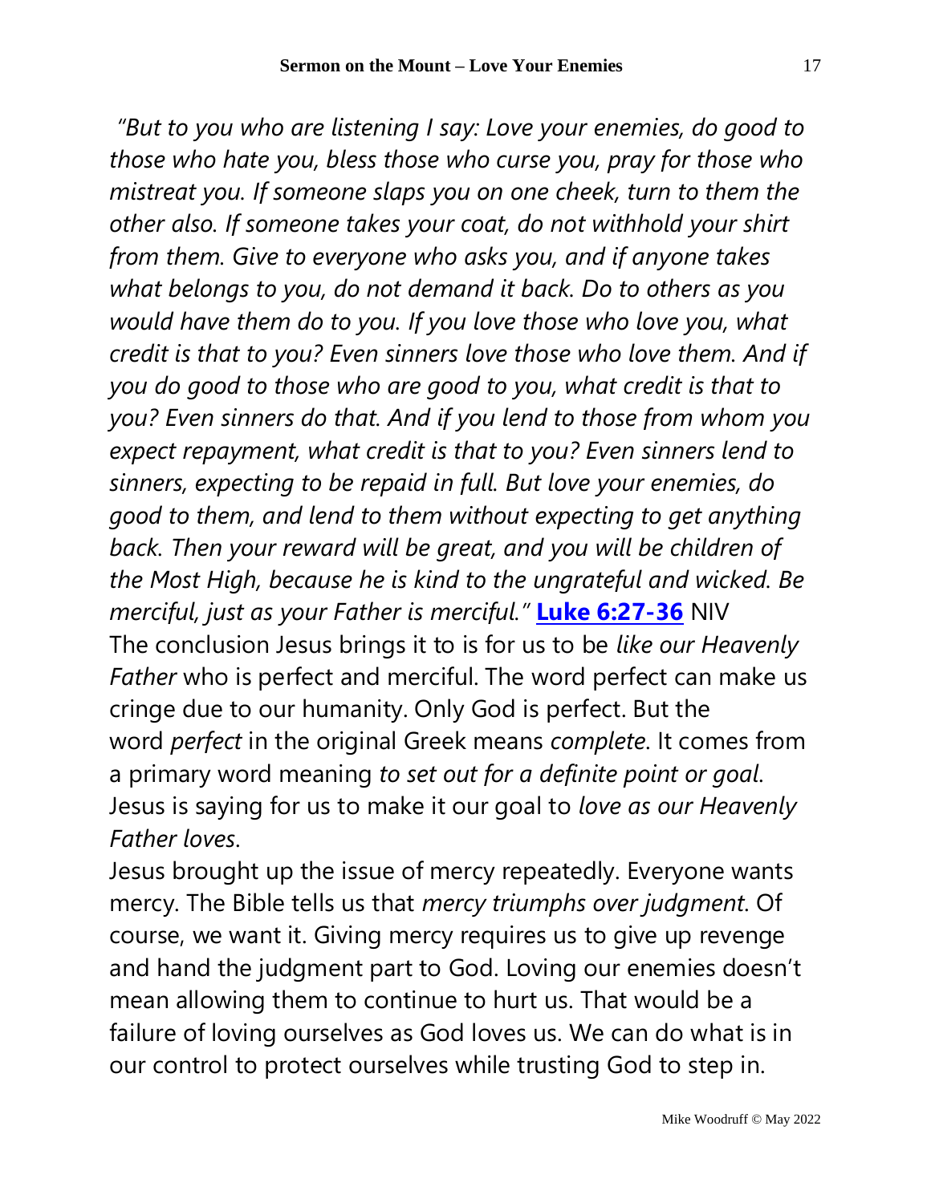*"But to you who are listening I say: Love your enemies, do good to those who hate you, bless those who curse you, pray for those who mistreat you. If someone slaps you on one cheek, turn to them the other also. If someone takes your coat, do not withhold your shirt from them. Give to everyone who asks you, and if anyone takes what belongs to you, do not demand it back. Do to others as you would have them do to you. If you love those who love you, what credit is that to you? Even sinners love those who love them. And if you do good to those who are good to you, what credit is that to you? Even sinners do that. And if you lend to those from whom you expect repayment, what credit is that to you? Even sinners lend to sinners, expecting to be repaid in full. But love your enemies, do good to them, and lend to them without expecting to get anything back. Then your reward will be great, and you will be children of the Most High, because he is kind to the ungrateful and wicked. Be merciful, just as your Father is merciful."* **Luke 6:27-36** NIV

The conclusion Jesus brings it to is for us to be *like our Heavenly Father* who is perfect and merciful. The word perfect can make us cringe due to our humanity. Only God is perfect. But the word *perfect* in the original Greek means *complete*. It comes from a primary word meaning *to set out for a definite point or goal*. Jesus is saying for us to make it our goal to *love as our Heavenly Father loves*.

Jesus brought up the issue of mercy repeatedly. Everyone wants mercy. The Bible tells us that *mercy triumphs over judgment*. Of course, we want it. Giving mercy requires us to give up revenge and hand the judgment part to God. Loving our enemies doesn't mean allowing them to continue to hurt us. That would be a failure of loving ourselves as God loves us. We can do what is in our control to protect ourselves while trusting God to step in.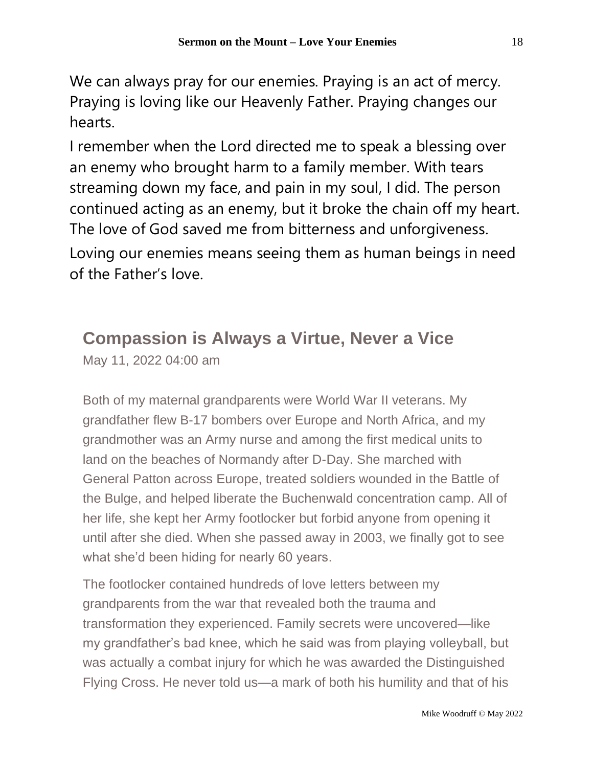We can always pray for our enemies. Praying is an act of mercy. Praying is loving like our Heavenly Father. Praying changes our hearts.

I remember when the Lord directed me to speak a blessing over an enemy who brought harm to a family member. With tears streaming down my face, and pain in my soul, I did. The person continued acting as an enemy, but it broke the chain off my heart. The love of God saved me from bitterness and unforgiveness.

Loving our enemies means seeing them as human beings in need of the Father's love.

## Compassion is Always a Virtue, Never a Vice

May 11, 2022 04:00 am

Both of my maternal grandparents were World War II veterans. My grandfather flew B-17 bombers over Europe and North Africa, and my grandmother was an Army nurse and among the first medical units to land on the beaches of Normandy after D-Day. She marched with General Patton across Europe, treated soldiers wounded in the Battle of the Bulge, and helped liberate the Buchenwald concentration camp. All of her life, she kept her Army footlocker but forbid anyone from opening it until after she died. When she passed away in 2003, we finally got to see what she'd been hiding for nearly 60 years.

The footlocker contained hundreds of love letters between my grandparents from the war that revealed both the trauma and transformation they experienced. Family secrets were uncovered—like my grandfather's bad knee, which he said was from playing volleyball, but was actually a combat injury for which he was awarded the Distinguished Flying Cross. He never told us—a mark of both his humility and that of his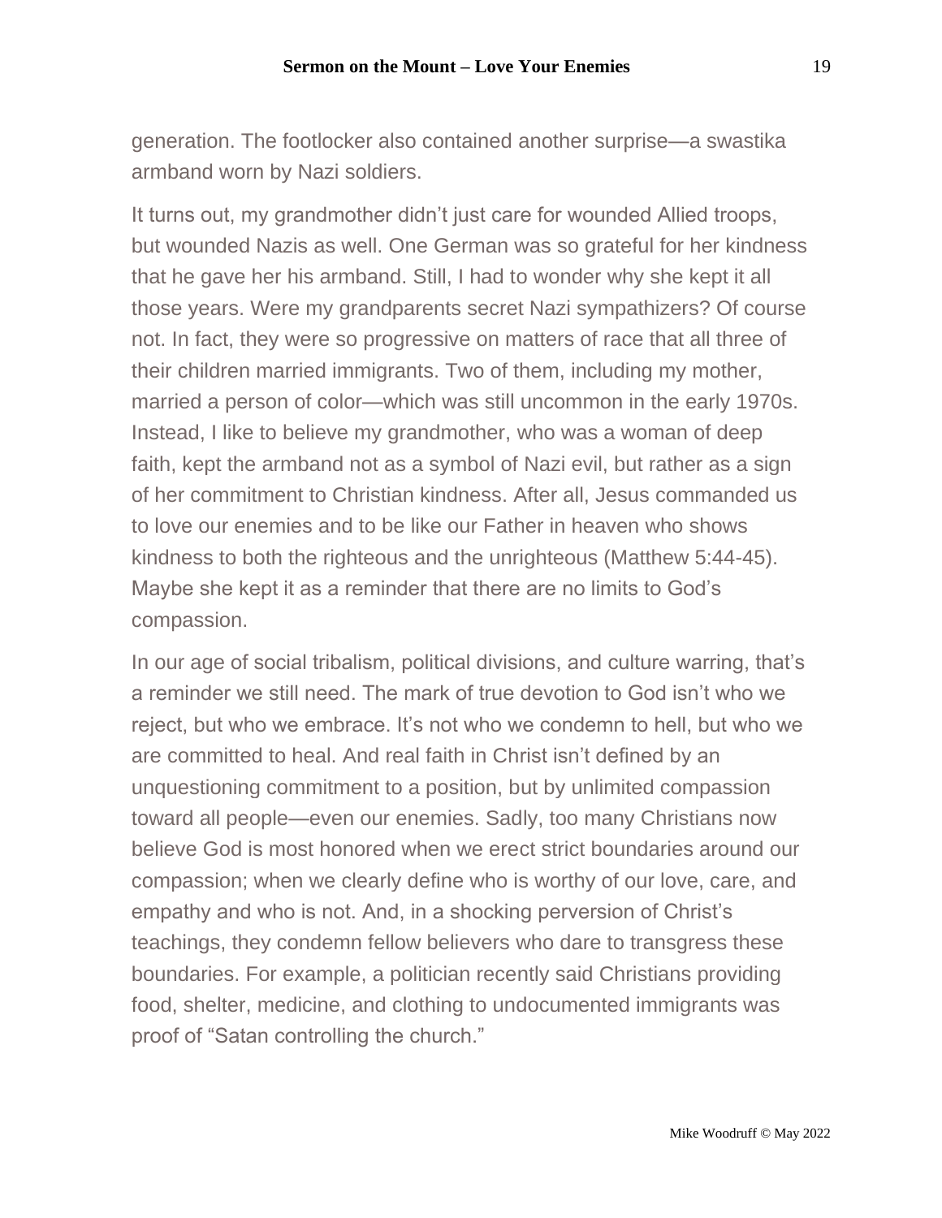generation. The footlocker also contained another surprise—a swastika armband worn by Nazi soldiers.

It turns out, my grandmother didn't just care for wounded Allied troops, but wounded Nazis as well. One German was so grateful for her kindness that he gave her his armband. Still, I had to wonder why she kept it all those years. Were my grandparents secret Nazi sympathizers? Of course not. In fact, they were so progressive on matters of race that all three of their children married immigrants. Two of them, including my mother, married a person of color—which was still uncommon in the early 1970s. Instead, I like to believe my grandmother, who was a woman of deep faith, kept the armband not as a symbol of Nazi evil, but rather as a sign of her commitment to Christian kindness. After all, Jesus commanded us to love our enemies and to be like our Father in heaven who shows kindness to both the righteous and the unrighteous (Matthew 5:44-45). Maybe she kept it as a reminder that there are no limits to God's compassion.

In our age of social tribalism, political divisions, and culture warring, that's a reminder we still need. The mark of true devotion to God isn't who we reject, but who we embrace. It's not who we condemn to hell, but who we are committed to heal. And real faith in Christ isn't defined by an unquestioning commitment to a position, but by unlimited compassion toward all people—even our enemies. Sadly, too many Christians now believe God is most honored when we erect strict boundaries around our compassion; when we clearly define who is worthy of our love, care, and empathy and who is not. And, in a shocking perversion of Christ's teachings, they condemn fellow believers who dare to transgress these boundaries. For example, a politician recently said Christians providing food, shelter, medicine, and clothing to undocumented immigrants was proof of "Satan controlling the church."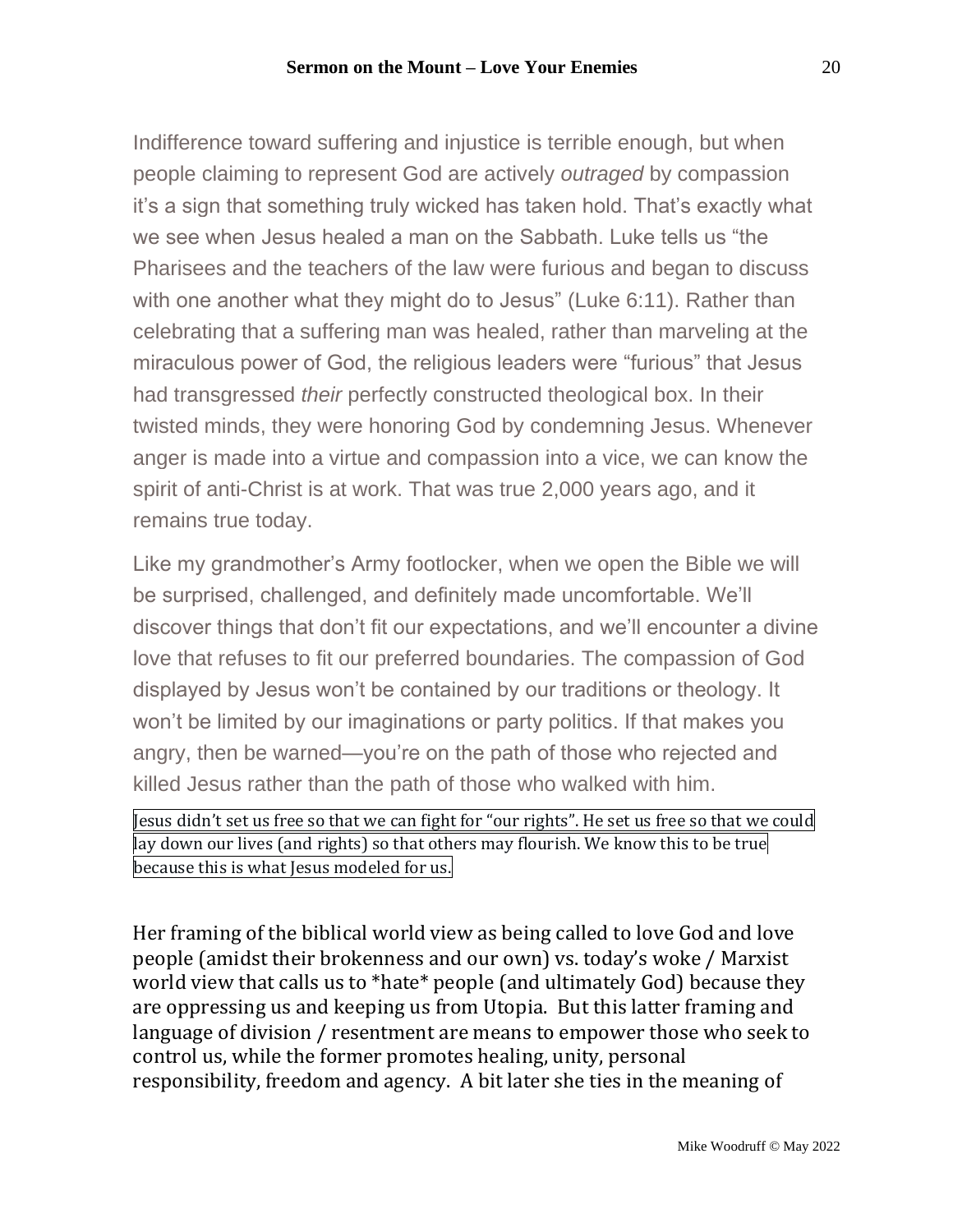Indifference toward suffering and injustice is terrible enough, but when people claiming to represent God are actively *outraged* by compassion it's a sign that something truly wicked has taken hold. That's exactly what we see when Jesus healed a man on the Sabbath. Luke tells us "the Pharisees and the teachers of the law were furious and began to discuss with one another what they might do to Jesus" (Luke 6:11). Rather than celebrating that a suffering man was healed, rather than marveling at the miraculous power of God, the religious leaders were "furious" that Jesus had transgressed *their* perfectly constructed theological box. In their twisted minds, they were honoring God by condemning Jesus. Whenever anger is made into a virtue and compassion into a vice, we can know the spirit of anti-Christ is at work. That was true 2,000 years ago, and it remains true today.

Like my grandmother's Army footlocker, when we open the Bible we will be surprised, challenged, and definitely made uncomfortable. We'll discover things that don't fit our expectations, and we'll encounter a divine love that refuses to fit our preferred boundaries. The compassion of God displayed by Jesus won't be contained by our traditions or theology. It won't be limited by our imaginations or party politics. If that makes you angry, then be warned—you're on the path of those who rejected and killed Jesus rather than the path of those who walked with him.

Jesus didn't set us free so that we can fight for "our rights". He set us free so that we could lay down our lives (and rights) so that others may flourish. We know this to be true because this is what Jesus modeled for us.

Her framing of the biblical world view as being called to love God and love people (amidst their brokenness and our own) vs. today's woke / Marxist world view that calls us to *hate* people (and ultimately God) because they are oppressing us and keeping us from Utopia. But this latter framing and language of division / resentment are means to empower those who seek to control us, while the former promotes healing, unity, personal responsibility, freedom and agency. A bit later she ties in the meaning of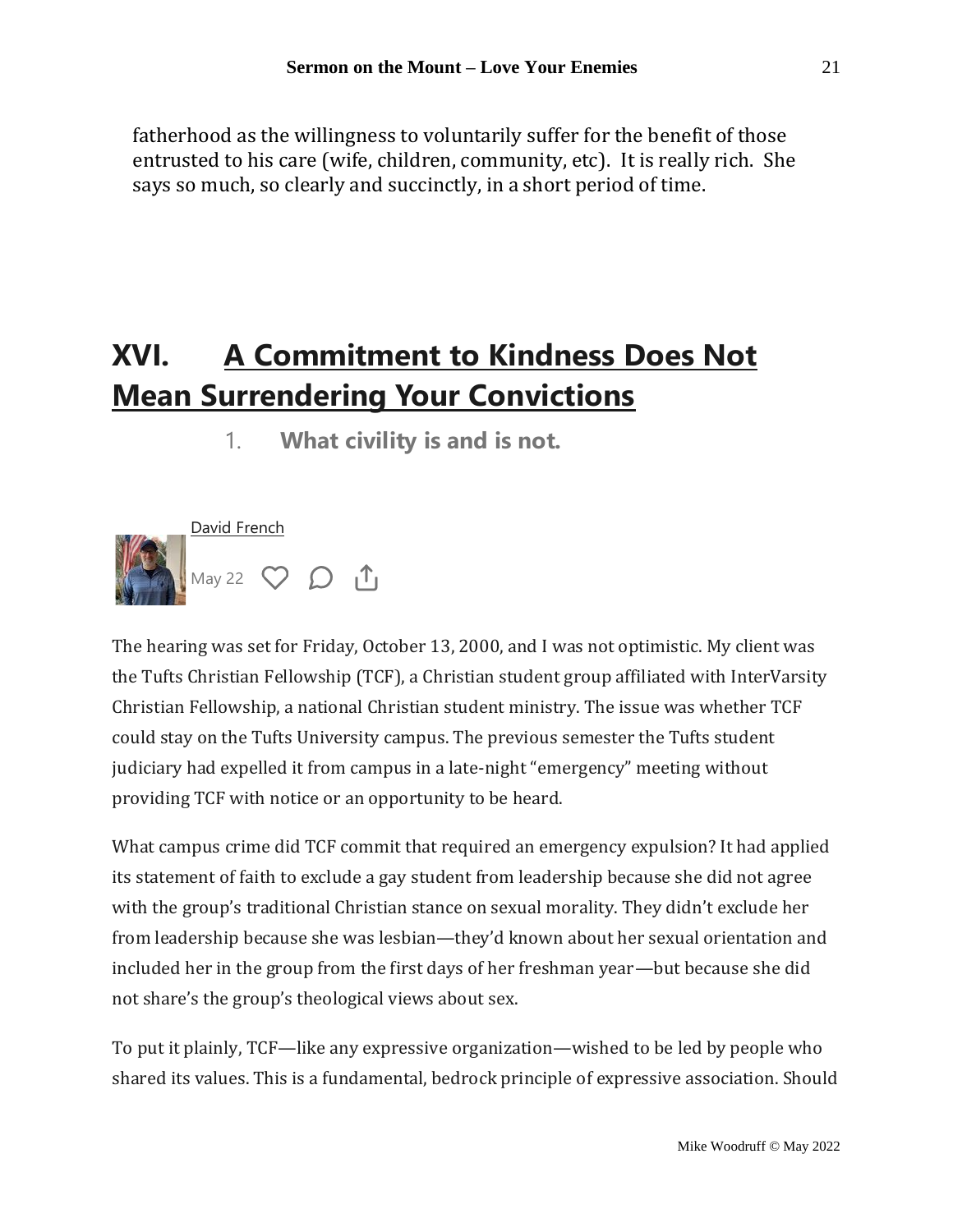fatherhood as the willingness to voluntarily suffer for the benefit of those entrusted to his care (wife, children, community, etc). It is really rich. She says so much, so clearly and succinctly, in a short period of time.

# XVI. A Commitment to Kindness Does Not Mean Surrendering Your Convictions

## 1. What civility is and is not.

David French

May 22

The hearing was set for Friday, October 13, 2000, and I was not optimistic. My client was the Tufts Christian Fellowship (TCF), a Christian student group affiliated with InterVarsity Christian Fellowship, a national Christian student ministry. The issue was whether TCF could stay on the Tufts University campus. The previous semester the Tufts student judiciary had expelled it from campus in a late-night "emergency" meeting without providing TCF with notice or an opportunity to be heard.

What campus crime did TCF commit that required an emergency expulsion? It had applied its statement of faith to exclude a gay student from leadership because she did not agree with the group's traditional Christian stance on sexual morality. They didn't exclude her from leadership because she was lesbian—they'd known about her sexual orientation and included her in the group from the first days of her freshman year—but because she did not share's the group's theological views about sex.

To put it plainly, TCF—like any expressive organization—wished to be led by people who shared its values. This is a fundamental, bedrock principle of expressive association. Should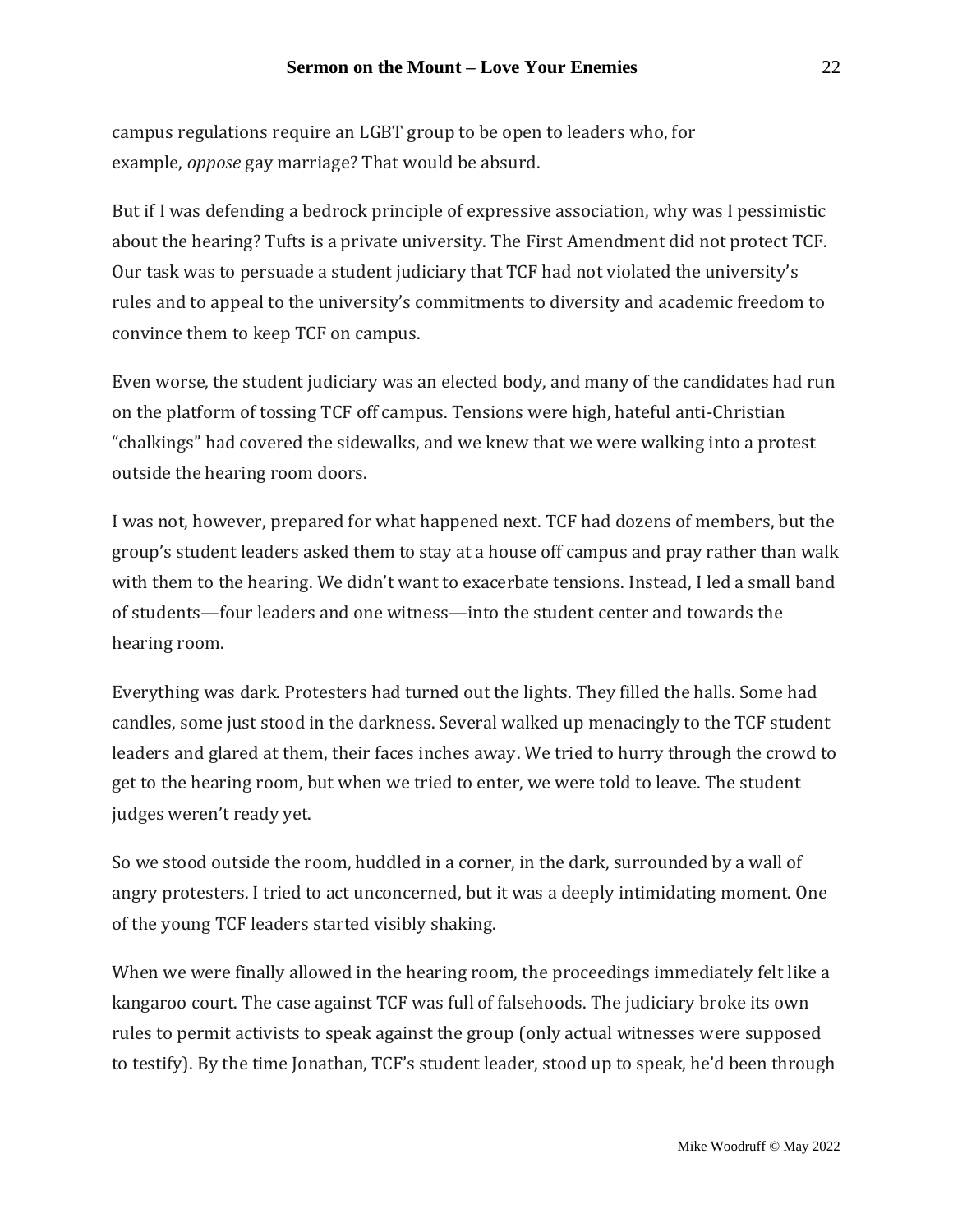campus regulations require an LGBT group to be open to leaders who, for example, *oppose* gay marriage? That would be absurd.

But if I was defending a bedrock principle of expressive association, why was I pessimistic about the hearing? Tufts is a private university. The First Amendment did not protect TCF. Our task was to persuade a student judiciary that TCF had not violated the university's rules and to appeal to the university's commitments to diversity and academic freedom to convince them to keep TCF on campus.

Even worse, the student judiciary was an elected body, and many of the candidates had run on the platform of tossing TCF off campus. Tensions were high, hateful anti-Christian "chalkings" had covered the sidewalks, and we knew that we were walking into a protest outside the hearing room doors.

I was not, however, prepared for what happened next. TCF had dozens of members, but the group's student leaders asked them to stay at a house off campus and pray rather than walk with them to the hearing. We didn't want to exacerbate tensions. Instead, I led a small band of students—four leaders and one witness—into the student center and towards the hearing room.

Everything was dark. Protesters had turned out the lights. They filled the halls. Some had candles, some just stood in the darkness. Several walked up menacingly to the TCF student leaders and glared at them, their faces inches away. We tried to hurry through the crowd to get to the hearing room, but when we tried to enter, we were told to leave. The student judges weren't ready yet.

So we stood outside the room, huddled in a corner, in the dark, surrounded by a wall of angry protesters. I tried to act unconcerned, but it was a deeply intimidating moment. One of the young TCF leaders started visibly shaking.

When we were finally allowed in the hearing room, the proceedings immediately felt like a kangaroo court. The case against TCF was full of falsehoods. The judiciary broke its own rules to permit activists to speak against the group (only actual witnesses were supposed to testify). By the time Jonathan, TCF's student leader, stood up to speak, he'd been through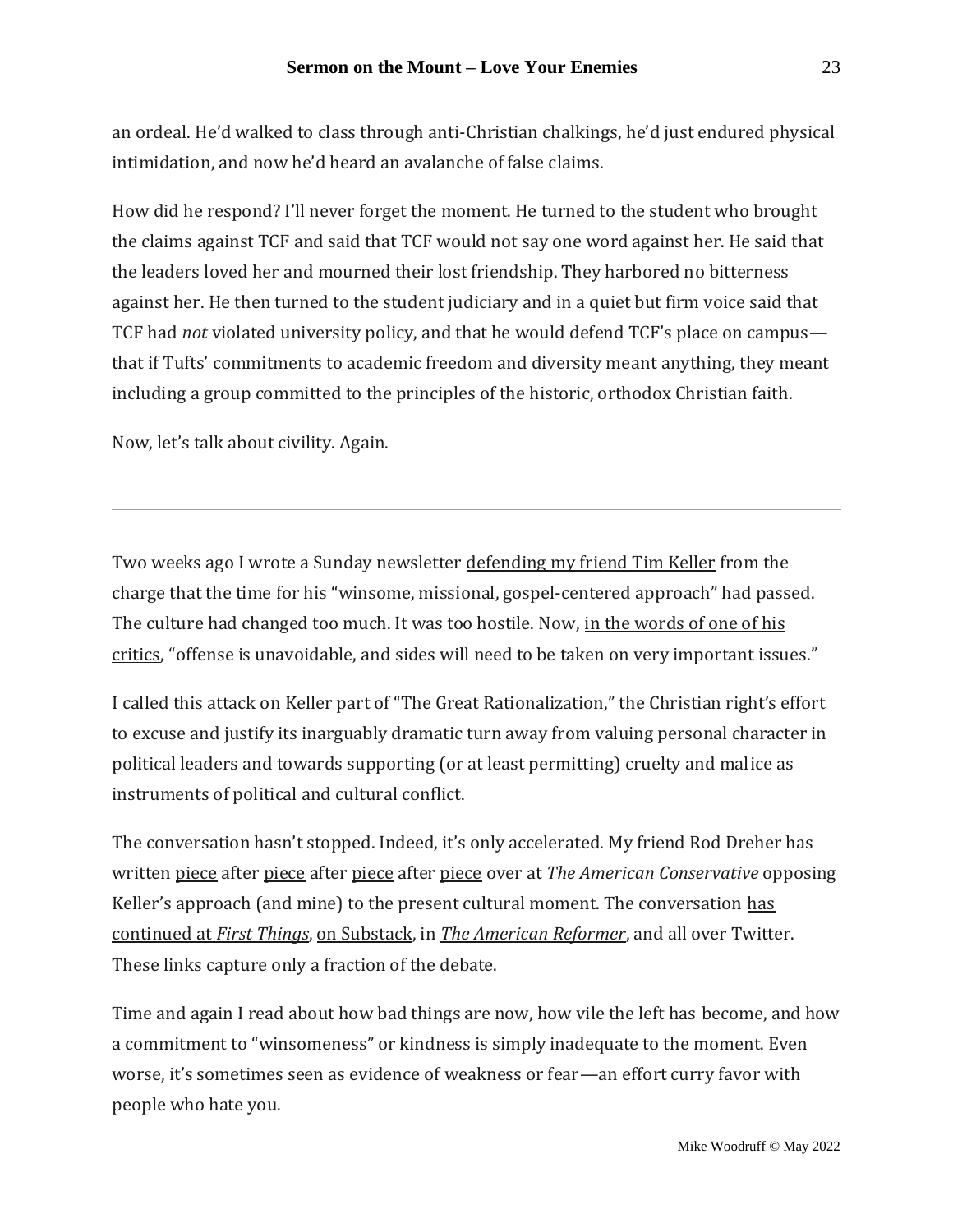an ordeal. He'd walked to class through anti-Christian chalkings, he'd just endured physical intimidation, and now he'd heard an avalanche of false claims.

How did he respond? I'll never forget the moment. He turned to the student who brought the claims against TCF and said that TCF would not say one word against her. He said that the leaders loved her and mourned their lost friendship. They harbored no bitterness against her. He then turned to the student judiciary and in a quiet but firm voice said that TCF had *not* violated university policy, and that he would defend TCF's place on campus—that if Tufts' commitments to academic freedom and diversity meant anything, they meant including a group committed to the principles of the historic, orthodox Christian faith.

Now, let's talk about civility. Again.

---

Two weeks ago I wrote a Sunday newsletter defending my friend Tim Keller from the charge that the time for his "winsome, missional, gospel-centered approach" had passed. The culture had changed too much. It was too hostile. Now, in the words of one of his critics, "offense is unavoidable, and sides will need to be taken on very important issues."

I called this attack on Keller part of "The Great Rationalization," the Christian right's effort to excuse and justify its inarguably dramatic turn away from valuing personal character in political leaders and towards supporting (or at least permitting) cruelty and malice as instruments of political and cultural conflict.

The conversation hasn't stopped. Indeed, it's only accelerated. My friend Rod Dreher has written piece after piece after piece after piece over at *The American Conservative* opposing Keller's approach (and mine) to the present cultural moment. The conversation has continued at *First Things*, on Substack, in *The American Reformer*, and all over Twitter. These links capture only a fraction of the debate.

Time and again I read about how bad things are now, how vile the left has become, and how a commitment to "winsomeness" or kindness is simply inadequate to the moment. Even worse, it's sometimes seen as evidence of weakness or fear—an effort curry favor with people who hate you.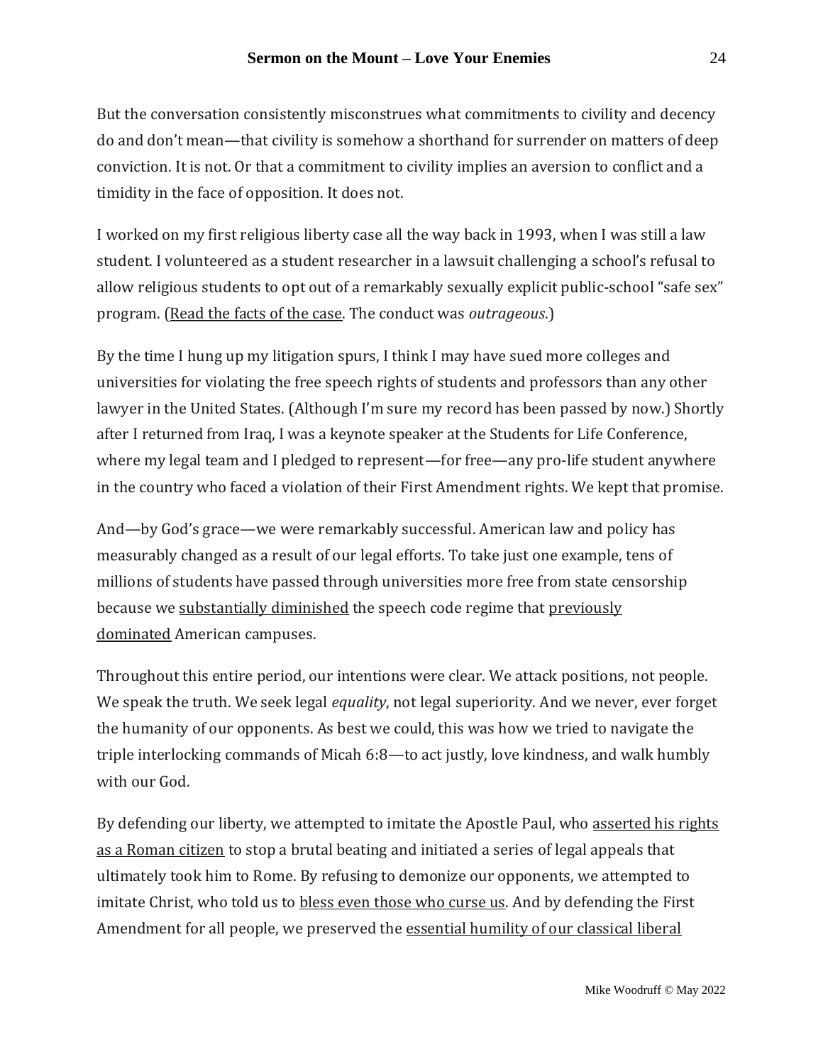But the conversation consistently misconstrues what commitments to civility and decency do and don't mean—that civility is somehow a shorthand for surrender on matters of deep conviction. It is not. Or that a commitment to civility implies an aversion to conflict and a timidity in the face of opposition. It does not.

I worked on my first religious liberty case all the way back in 1993, when I was still a law student. I volunteered as a student researcher in a lawsuit challenging a school's refusal to allow religious students to opt out of a remarkably sexually explicit public-school "safe sex" program. (Read the facts of the case. The conduct was *outrageous*.)

By the time I hung up my litigation spurs, I think I may have sued more colleges and universities for violating the free speech rights of students and professors than any other lawyer in the United States. (Although I'm sure my record has been passed by now.) Shortly after I returned from Iraq, I was a keynote speaker at the Students for Life Conference, where my legal team and I pledged to represent—for free—any pro-life student anywhere in the country who faced a violation of their First Amendment rights. We kept that promise.

And—by God's grace—we were remarkably successful. American law and policy has measurably changed as a result of our legal efforts. To take just one example, tens of millions of students have passed through universities more free from state censorship because we substantially diminished the speech code regime that previously dominated American campuses.

Throughout this entire period, our intentions were clear. We attack positions, not people. We speak the truth. We seek legal *equality*, not legal superiority. And we never, ever forget the humanity of our opponents. As best we could, this was how we tried to navigate the triple interlocking commands of Micah 6:8—to act justly, love kindness, and walk humbly with our God.

By defending our liberty, we attempted to imitate the Apostle Paul, who asserted his rights as a Roman citizen to stop a brutal beating and initiated a series of legal appeals that ultimately took him to Rome. By refusing to demonize our opponents, we attempted to imitate Christ, who told us to bless even those who curse us. And by defending the First Amendment for all people, we preserved the essential humility of our classical liberal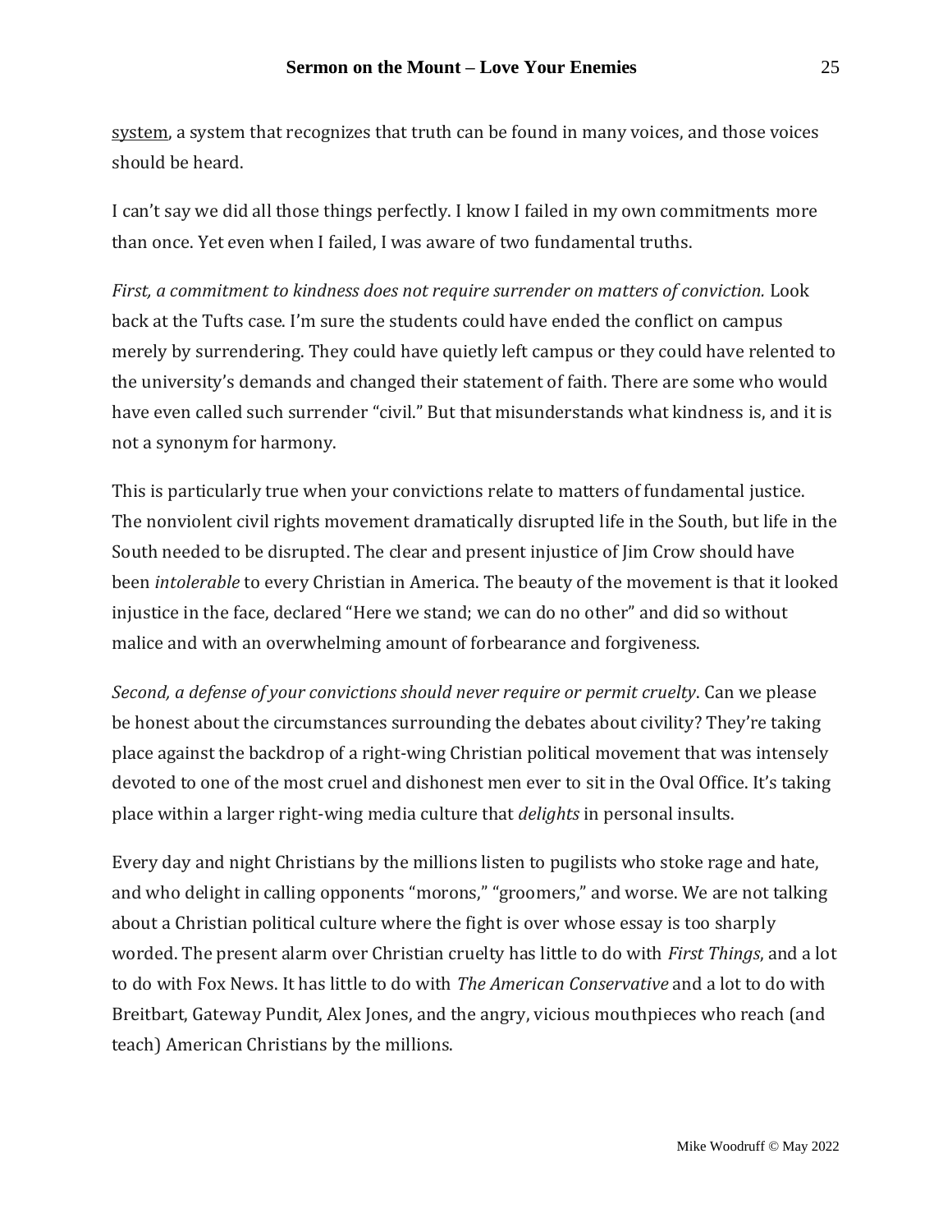system, a system that recognizes that truth can be found in many voices, and those voices should be heard.

I can't say we did all those things perfectly. I know I failed in my own commitments more than once. Yet even when I failed, I was aware of two fundamental truths.

*First, a commitment to kindness does not require surrender on matters of conviction.* Look back at the Tufts case. I'm sure the students could have ended the conflict on campus merely by surrendering. They could have quietly left campus or they could have relented to the university's demands and changed their statement of faith. There are some who would have even called such surrender "civil." But that misunderstands what kindness is, and it is not a synonym for harmony.

This is particularly true when your convictions relate to matters of fundamental justice. The nonviolent civil rights movement dramatically disrupted life in the South, but life in the South needed to be disrupted. The clear and present injustice of Jim Crow should have been *intolerable* to every Christian in America. The beauty of the movement is that it looked injustice in the face, declared "Here we stand; we can do no other" and did so without malice and with an overwhelming amount of forbearance and forgiveness.

*Second, a defense of your convictions should never require or permit cruelty*. Can we please be honest about the circumstances surrounding the debates about civility? They're taking place against the backdrop of a right-wing Christian political movement that was intensely devoted to one of the most cruel and dishonest men ever to sit in the Oval Office. It's taking place within a larger right-wing media culture that *delights* in personal insults.

Every day and night Christians by the millions listen to pugilists who stoke rage and hate, and who delight in calling opponents "morons," "groomers," and worse. We are not talking about a Christian political culture where the fight is over whose essay is too sharply worded. The present alarm over Christian cruelty has little to do with *First Things*, and a lot to do with Fox News. It has little to do with *The American Conservative* and a lot to do with Breitbart, Gateway Pundit, Alex Jones, and the angry, vicious mouthpieces who reach (and teach) American Christians by the millions.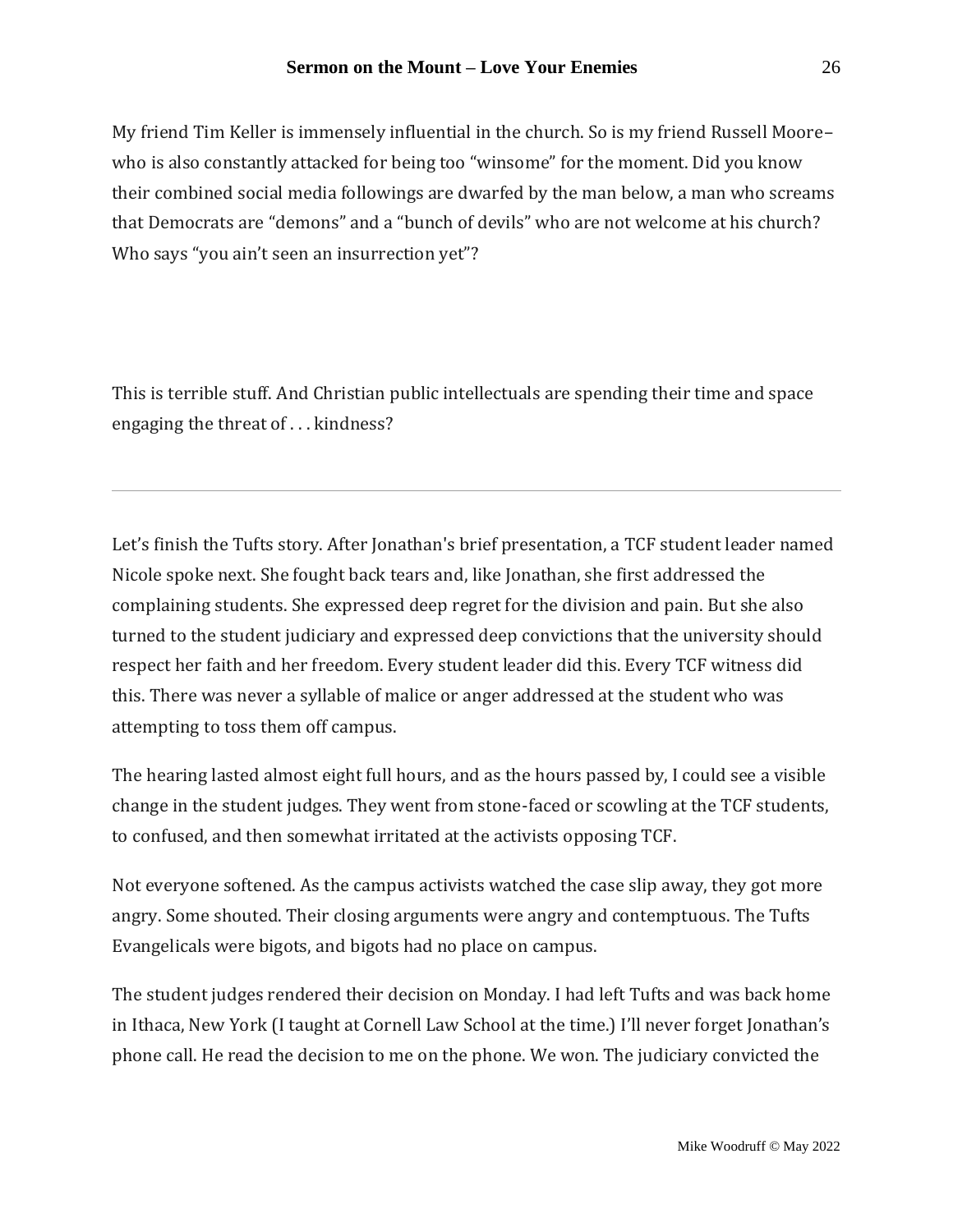My friend Tim Keller is immensely influential in the church. So is my friend Russell Moore– who is also constantly attacked for being too "winsome" for the moment. Did you know their combined social media followings are dwarfed by the man below, a man who screams that Democrats are "demons" and a "bunch of devils" who are not welcome at his church? Who says "you ain't seen an insurrection yet"?

This is terrible stuff. And Christian public intellectuals are spending their time and space engaging the threat of . . . kindness?

---

Let's finish the Tufts story. After Jonathan's brief presentation, a TCF student leader named Nicole spoke next. She fought back tears and, like Jonathan, she first addressed the complaining students. She expressed deep regret for the division and pain. But she also turned to the student judiciary and expressed deep convictions that the university should respect her faith and her freedom. Every student leader did this. Every TCF witness did this. There was never a syllable of malice or anger addressed at the student who was attempting to toss them off campus.

The hearing lasted almost eight full hours, and as the hours passed by, I could see a visible change in the student judges. They went from stone-faced or scowling at the TCF students, to confused, and then somewhat irritated at the activists opposing TCF.

Not everyone softened. As the campus activists watched the case slip away, they got more angry. Some shouted. Their closing arguments were angry and contemptuous. The Tufts Evangelicals were bigots, and bigots had no place on campus.

The student judges rendered their decision on Monday. I had left Tufts and was back home in Ithaca, New York (I taught at Cornell Law School at the time.) I'll never forget Jonathan's phone call. He read the decision to me on the phone. We won. The judiciary convicted the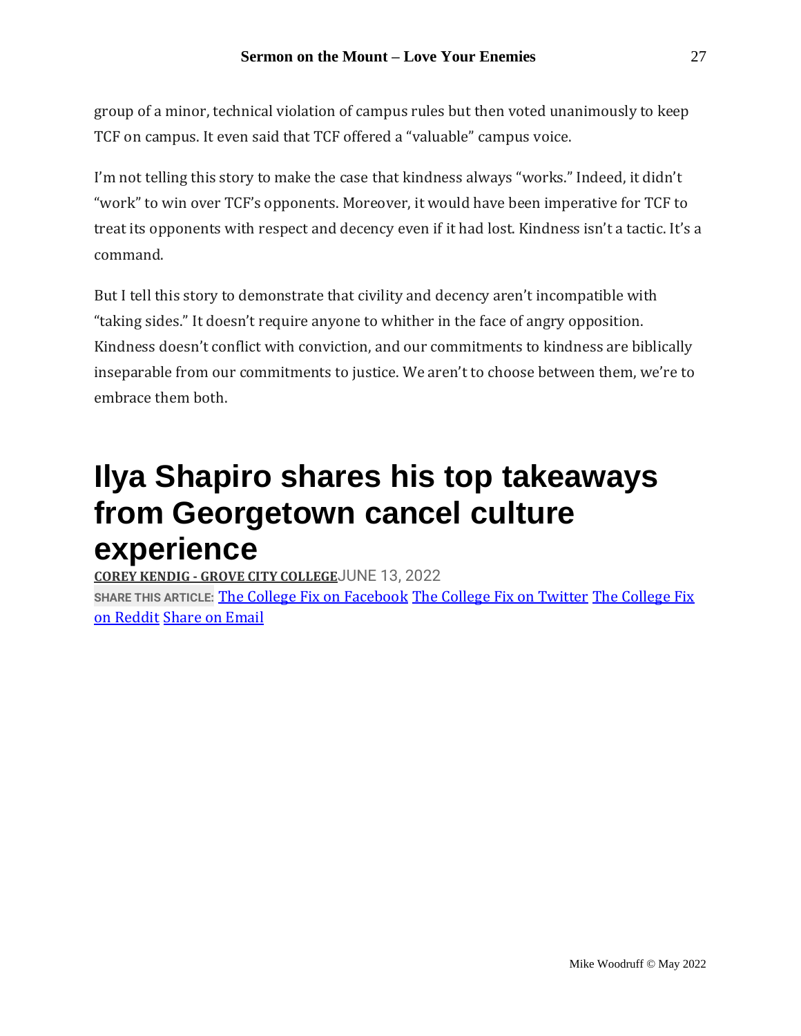group of a minor, technical violation of campus rules but then voted unanimously to keep TCF on campus. It even said that TCF offered a "valuable" campus voice.

I'm not telling this story to make the case that kindness always "works." Indeed, it didn't "work" to win over TCF's opponents. Moreover, it would have been imperative for TCF to treat its opponents with respect and decency even if it had lost. Kindness isn't a tactic. It's a command.

But I tell this story to demonstrate that civility and decency aren't incompatible with "taking sides." It doesn't require anyone to whither in the face of angry opposition. Kindness doesn't conflict with conviction, and our commitments to kindness are biblically inseparable from our commitments to justice. We aren't to choose between them, we're to embrace them both.

# Ilya Shapiro shares his top takeaways from Georgetown cancel culture experience

**COREY KENDIG - GROVE CITY COLLEGE** JUNE 13, 2022

**SHARE THIS ARTICLE:** The College Fix on Facebook The College Fix on Twitter The College Fix on Reddit Share on Email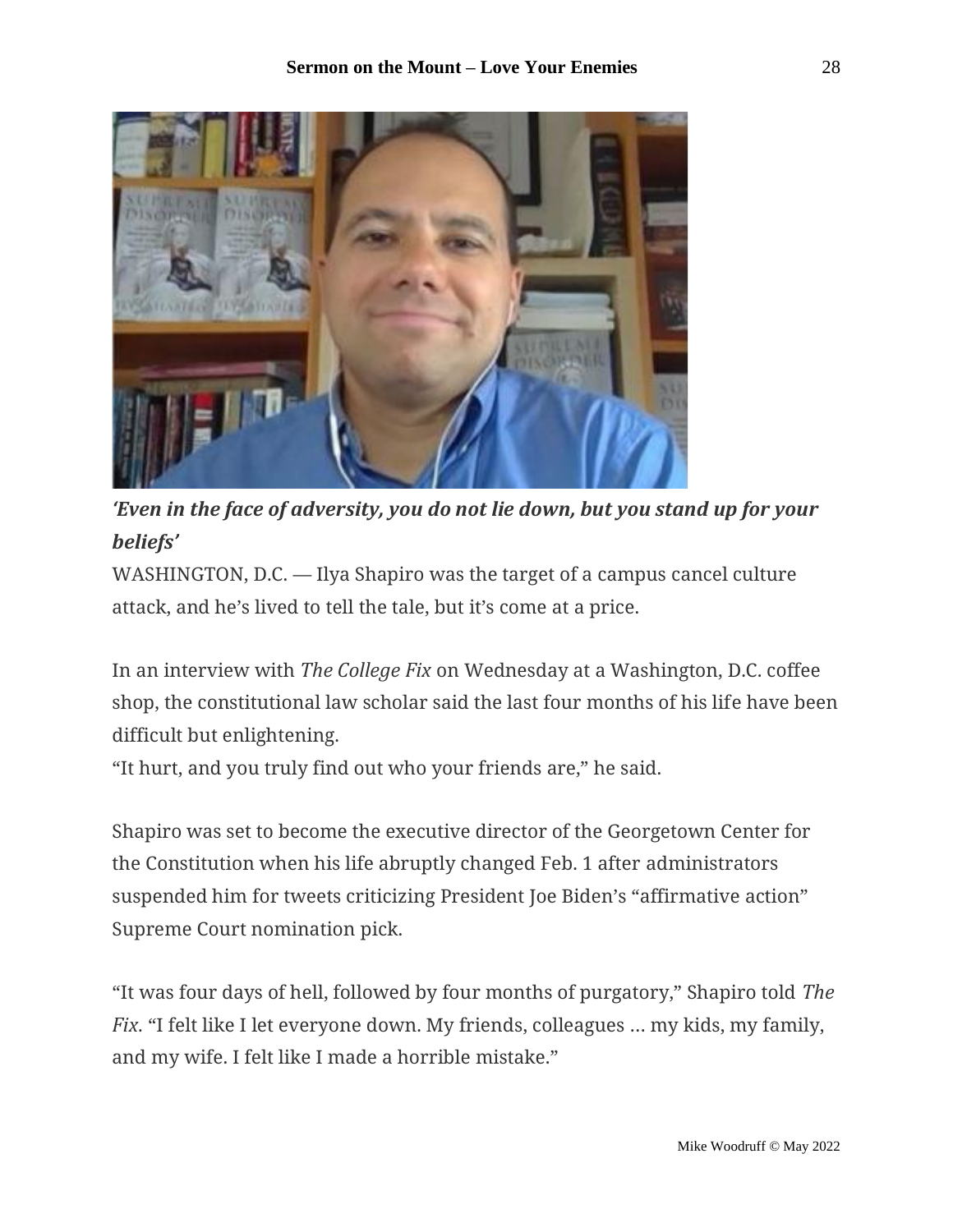***'Even in the face of adversity, you do not lie down, but you stand up for your beliefs'***

WASHINGTON, D.C. — Ilya Shapiro was the target of a campus cancel culture attack, and he's lived to tell the tale, but it's come at a price.

In an interview with *The College Fix* on Wednesday at a Washington, D.C. coffee shop, the constitutional law scholar said the last four months of his life have been difficult but enlightening.

"It hurt, and you truly find out who your friends are," he said.

Shapiro was set to become the executive director of the Georgetown Center for the Constitution when his life abruptly changed Feb. 1 after administrators suspended him for tweets criticizing President Joe Biden's "affirmative action" Supreme Court nomination pick.

"It was four days of hell, followed by four months of purgatory," Shapiro told *The Fix*. "I felt like I let everyone down. My friends, colleagues … my kids, my family, and my wife. I felt like I made a horrible mistake."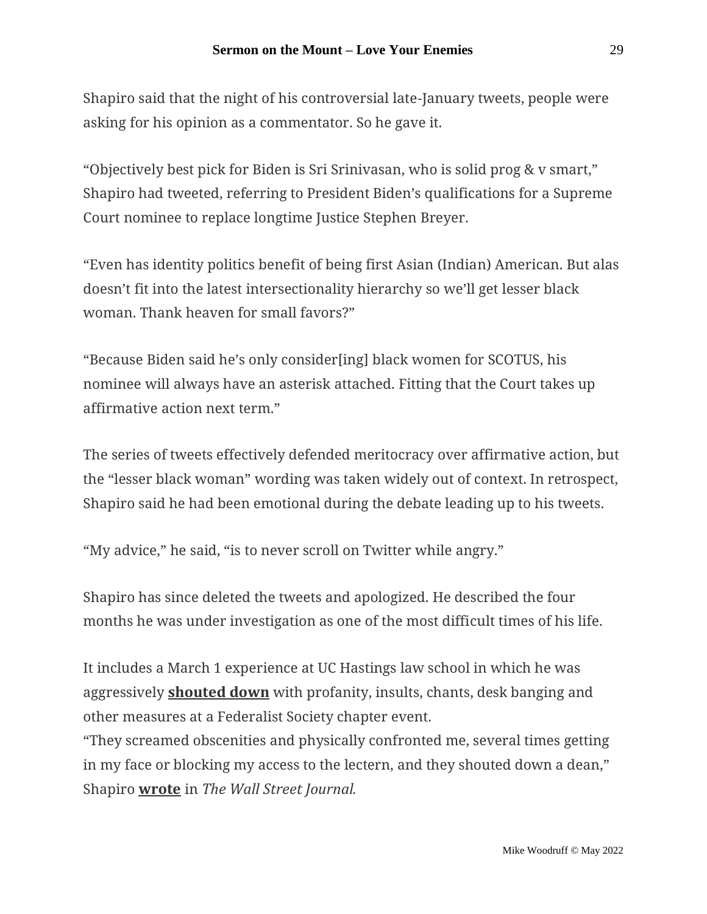Shapiro said that the night of his controversial late-January tweets, people were asking for his opinion as a commentator. So he gave it.

“Objectively best pick for Biden is Sri Srinivasan, who is solid prog & v smart,” Shapiro had tweeted, referring to President Biden’s qualifications for a Supreme Court nominee to replace longtime Justice Stephen Breyer.

“Even has identity politics benefit of being first Asian (Indian) American. But alas doesn’t fit into the latest intersectionality hierarchy so we’ll get lesser black woman. Thank heaven for small favors?”

“Because Biden said he’s only consider[ing] black women for SCOTUS, his nominee will always have an asterisk attached. Fitting that the Court takes up affirmative action next term.”

The series of tweets effectively defended meritocracy over affirmative action, but the “lesser black woman” wording was taken widely out of context. In retrospect, Shapiro said he had been emotional during the debate leading up to his tweets.

“My advice,” he said, “is to never scroll on Twitter while angry.”

Shapiro has since deleted the tweets and apologized. He described the four months he was under investigation as one of the most difficult times of his life.

It includes a March 1 experience at UC Hastings law school in which he was aggressively **shouted down** with profanity, insults, chants, desk banging and other measures at a Federalist Society chapter event.
“They screamed obscenities and physically confronted me, several times getting in my face or blocking my access to the lectern, and they shouted down a dean,” Shapiro **wrote** in *The Wall Street Journal.*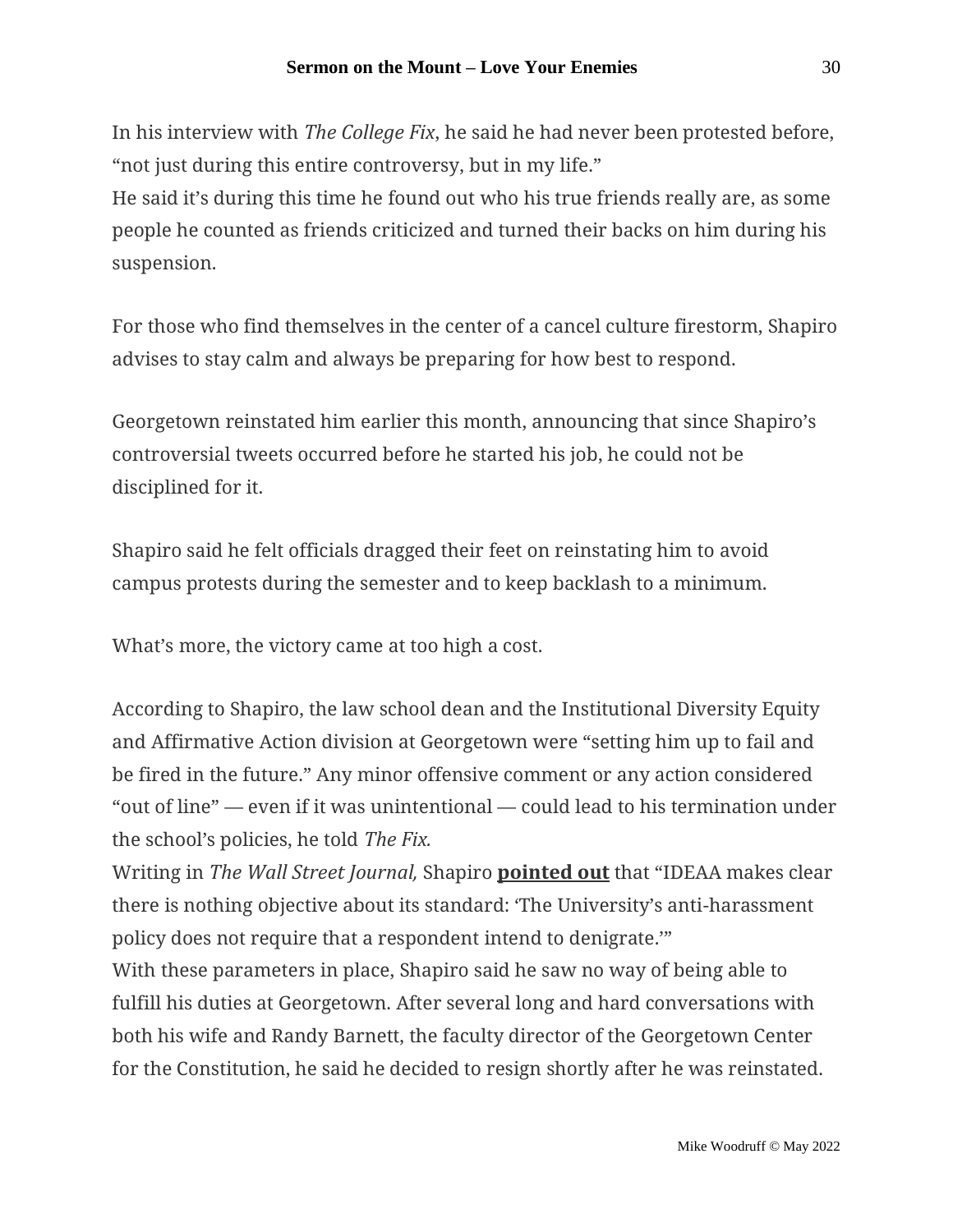In his interview with *The College Fix*, he said he had never been protested before, "not just during this entire controversy, but in my life."
He said it's during this time he found out who his true friends really are, as some people he counted as friends criticized and turned their backs on him during his suspension.

For those who find themselves in the center of a cancel culture firestorm, Shapiro advises to stay calm and always be preparing for how best to respond.

Georgetown reinstated him earlier this month, announcing that since Shapiro's controversial tweets occurred before he started his job, he could not be disciplined for it.

Shapiro said he felt officials dragged their feet on reinstating him to avoid campus protests during the semester and to keep backlash to a minimum.

What's more, the victory came at too high a cost.

According to Shapiro, the law school dean and the Institutional Diversity Equity and Affirmative Action division at Georgetown were "setting him up to fail and be fired in the future." Any minor offensive comment or any action considered "out of line" — even if it was unintentional — could lead to his termination under the school's policies, he told *The Fix.*
Writing in *The Wall Street Journal,* Shapiro **pointed out** that "IDEAA makes clear there is nothing objective about its standard: 'The University's anti-harassment policy does not require that a respondent intend to denigrate.'"
With these parameters in place, Shapiro said he saw no way of being able to fulfill his duties at Georgetown. After several long and hard conversations with both his wife and Randy Barnett, the faculty director of the Georgetown Center for the Constitution, he said he decided to resign shortly after he was reinstated.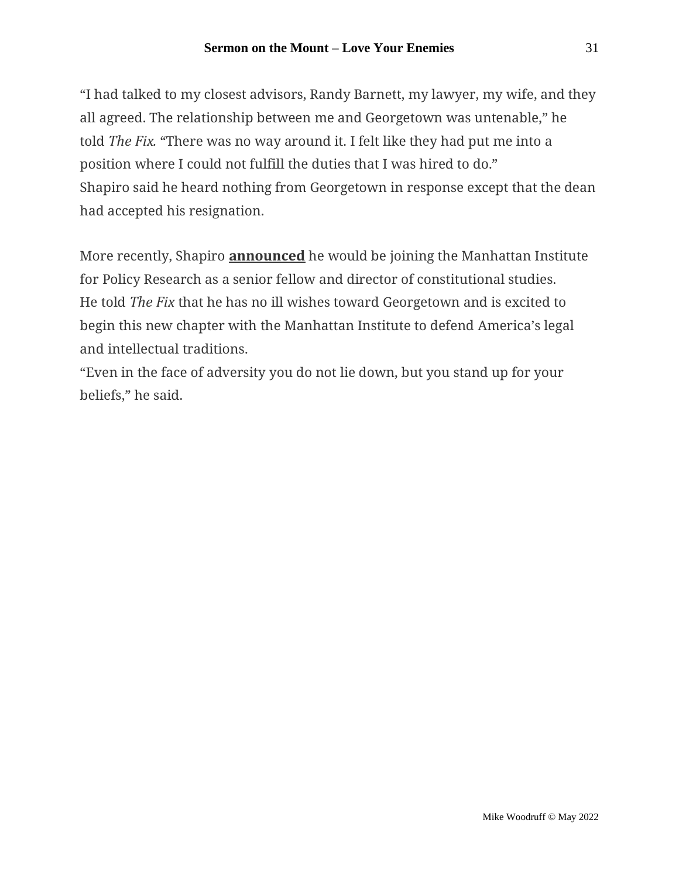"I had talked to my closest advisors, Randy Barnett, my lawyer, my wife, and they all agreed. The relationship between me and Georgetown was untenable," he told *The Fix.* "There was no way around it. I felt like they had put me into a position where I could not fulfill the duties that I was hired to do."
Shapiro said he heard nothing from Georgetown in response except that the dean had accepted his resignation.

More recently, Shapiro **announced** he would be joining the Manhattan Institute for Policy Research as a senior fellow and director of constitutional studies.
He told *The Fix* that he has no ill wishes toward Georgetown and is excited to begin this new chapter with the Manhattan Institute to defend America's legal and intellectual traditions.
"Even in the face of adversity you do not lie down, but you stand up for your beliefs," he said.